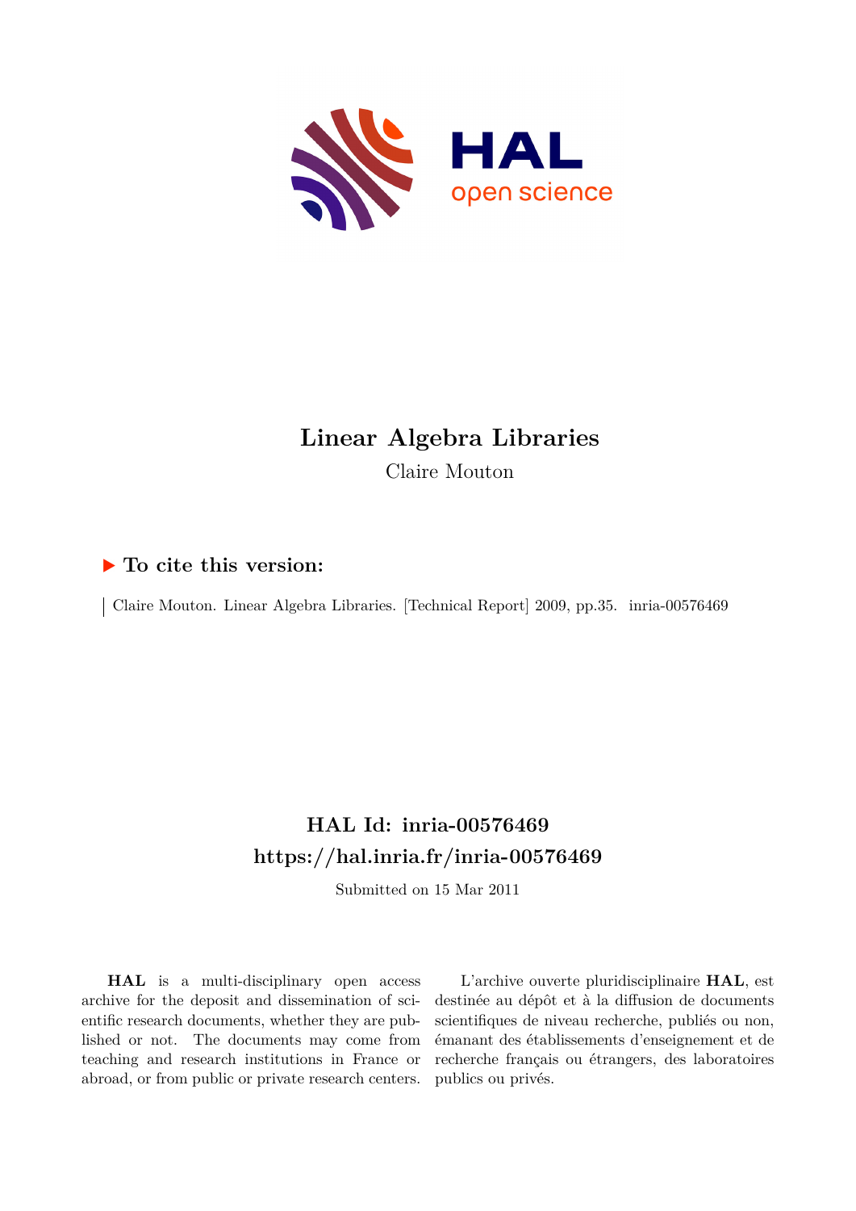# Linear Algebra Libraries

Claire Mouton

## ▶ To cite this version:

Claire Mouton. Linear Algebra Libraries. [Technical Report] 2009, pp.35. inria-00576469

## HAL Id: inria-00576469
## https://hal.inria.fr/inria-00576469

Submitted on 15 Mar 2011

**HAL** is a multi-disciplinary open access archive for the deposit and dissemination of scientific research documents, whether they are published or not. The documents may come from teaching and research institutions in France or abroad, or from public or private research centers.

L'archive ouverte pluridisciplinaire **HAL**, est destinée au dépôt et à la diffusion de documents scientifiques de niveau recherche, publiés ou non, émanant des établissements d'enseignement et de recherche français ou étrangers, des laboratoires publics ou privés.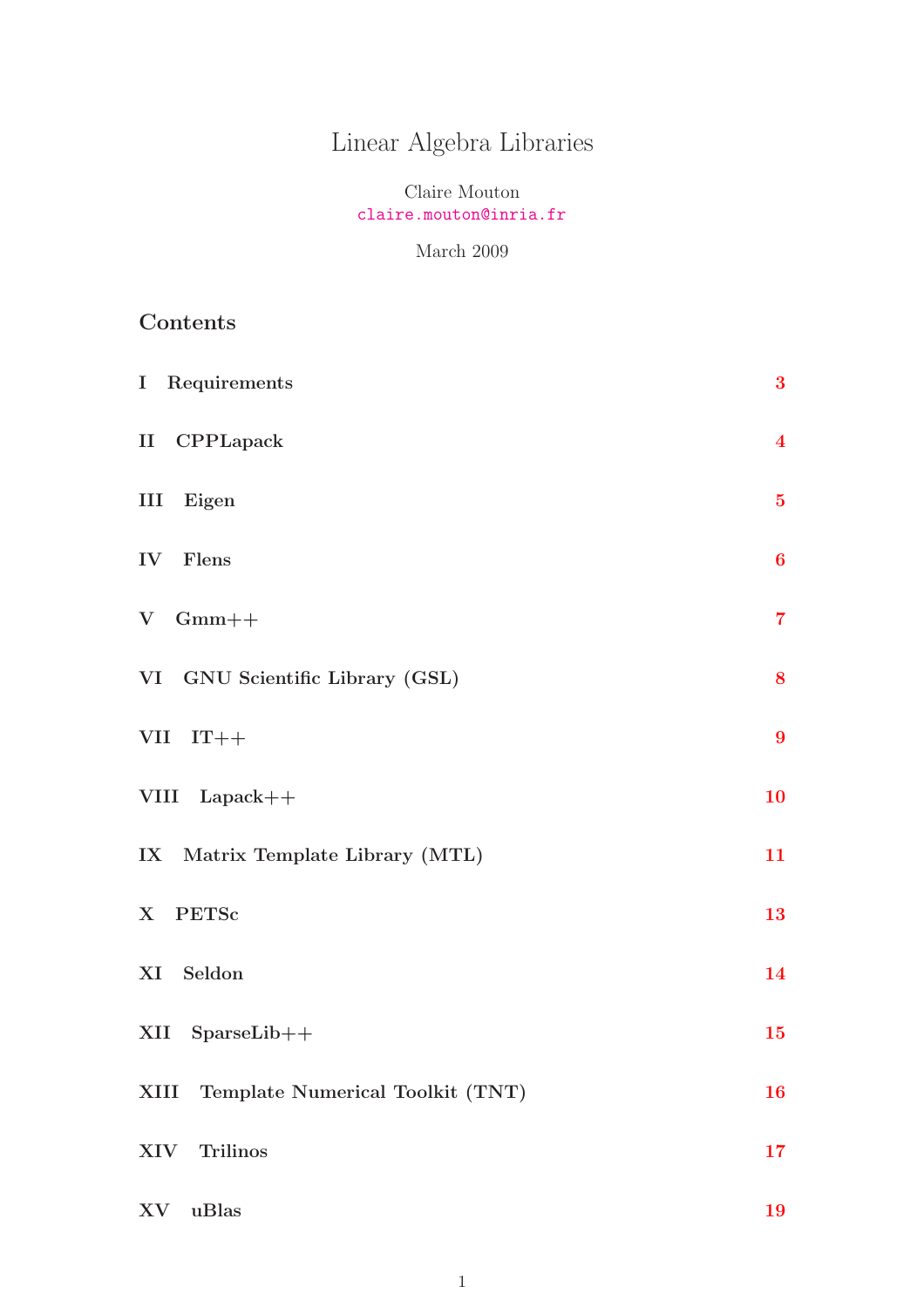# Linear Algebra Libraries

Claire Mouton
claire.mouton@inria.fr

March 2009

## Contents

| | |
|---|---|
| **I Requirements** | **3** |
| **II CPPLapack** | **4** |
| **III Eigen** | **5** |
| **IV Flens** | **6** |
| **V Gmm++** | **7** |
| **VI GNU Scientific Library (GSL)** | **8** |
| **VII IT++** | **9** |
| **VIII Lapack++** | **10** |
| **IX Matrix Template Library (MTL)** | **11** |
| **X PETSc** | **13** |
| **XI Seldon** | **14** |
| **XII SparseLib++** | **15** |
| **XIII Template Numerical Toolkit (TNT)** | **16** |
| **XIV Trilinos** | **17** |
| **XV uBlas** | **19** |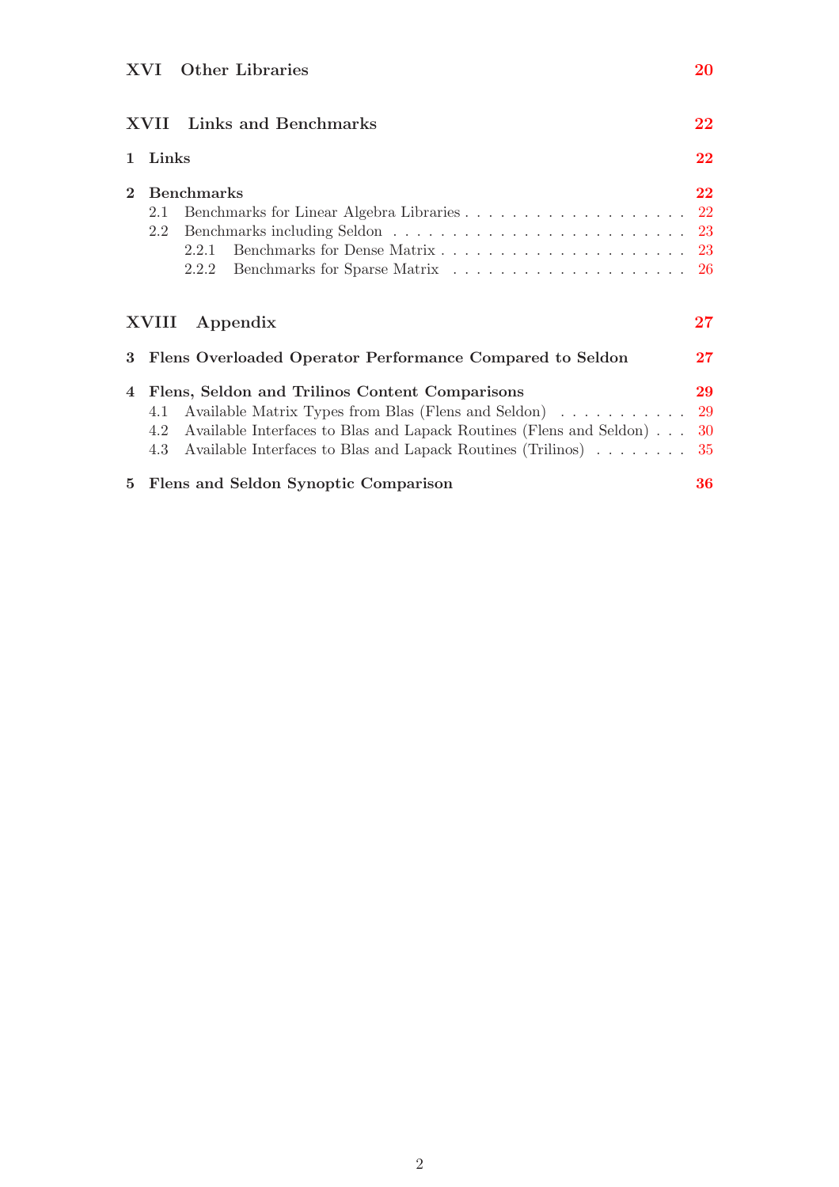XVI Other Libraries 20

XVII Links and Benchmarks 22

1 Links 22

2 Benchmarks 22
- 2.1 Benchmarks for Linear Algebra Libraries . . . . . . . . . . . . . . . . . . . . 22
- 2.2 Benchmarks including Seldon . . . . . . . . . . . . . . . . . . . . . . . . . 23
  - 2.2.1 Benchmarks for Dense Matrix . . . . . . . . . . . . . . . . . . . . . 23
  - 2.2.2 Benchmarks for Sparse Matrix . . . . . . . . . . . . . . . . . . . . 26

XVIII Appendix 27

3 Flens Overloaded Operator Performance Compared to Seldon 27

4 Flens, Seldon and Trilinos Content Comparisons 29
- 4.1 Available Matrix Types from Blas (Flens and Seldon) . . . . . . . . . . . 29
- 4.2 Available Interfaces to Blas and Lapack Routines (Flens and Seldon) . . . 30
- 4.3 Available Interfaces to Blas and Lapack Routines (Trilinos) . . . . . . . . 35

5 Flens and Seldon Synoptic Comparison 36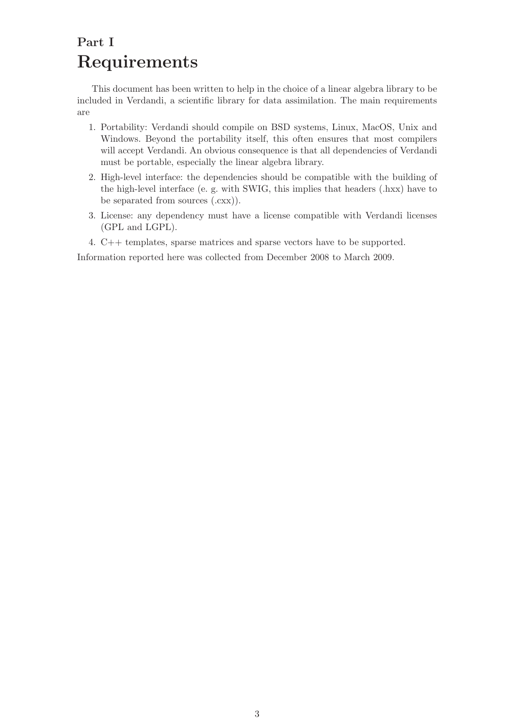# Part I
# Requirements

This document has been written to help in the choice of a linear algebra library to be included in Verdandi, a scientific library for data assimilation. The main requirements are

1. Portability: Verdandi should compile on BSD systems, Linux, MacOS, Unix and Windows. Beyond the portability itself, this often ensures that most compilers will accept Verdandi. An obvious consequence is that all dependencies of Verdandi must be portable, especially the linear algebra library.
2. High-level interface: the dependencies should be compatible with the building of the high-level interface (e. g. with SWIG, this implies that headers (.hxx) have to be separated from sources (.cxx)).
3. License: any dependency must have a license compatible with Verdandi licenses (GPL and LGPL).
4. C++ templates, sparse matrices and sparse vectors have to be supported.

Information reported here was collected from December 2008 to March 2009.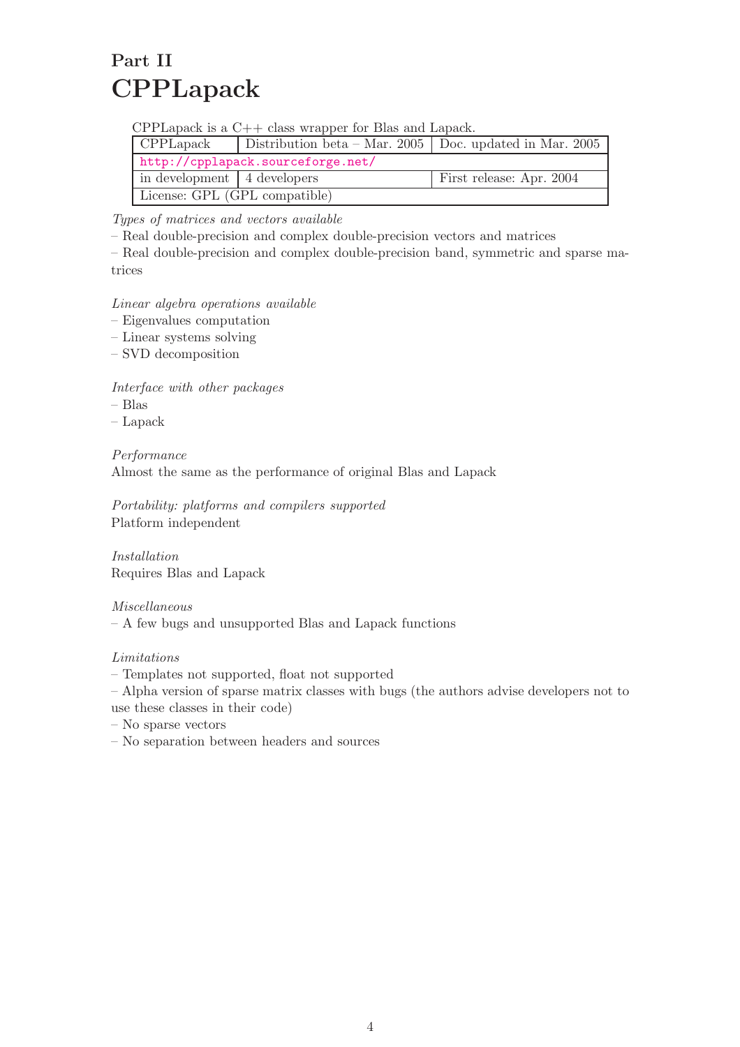# Part II
# CPPLapack

CPPLapack is a C++ class wrapper for Blas and Lapack.

| CPPLapack | Distribution beta – Mar. 2005 | Doc. updated in Mar. 2005 |
|---|---|---|
| http://cpplapack.sourceforge.net/ | | |
| in development | 4 developers | First release: Apr. 2004 |
| License: GPL (GPL compatible) | | |

*Types of matrices and vectors available*

– Real double-precision and complex double-precision vectors and matrices

– Real double-precision and complex double-precision band, symmetric and sparse matrices

*Linear algebra operations available*

– Eigenvalues computation

– Linear systems solving

– SVD decomposition

*Interface with other packages*

– Blas

– Lapack

*Performance*

Almost the same as the performance of original Blas and Lapack

*Portability: platforms and compilers supported*

Platform independent

*Installation*

Requires Blas and Lapack

*Miscellaneous*

– A few bugs and unsupported Blas and Lapack functions

*Limitations*

– Templates not supported, float not supported

– Alpha version of sparse matrix classes with bugs (the authors advise developers not to use these classes in their code)

– No sparse vectors

– No separation between headers and sources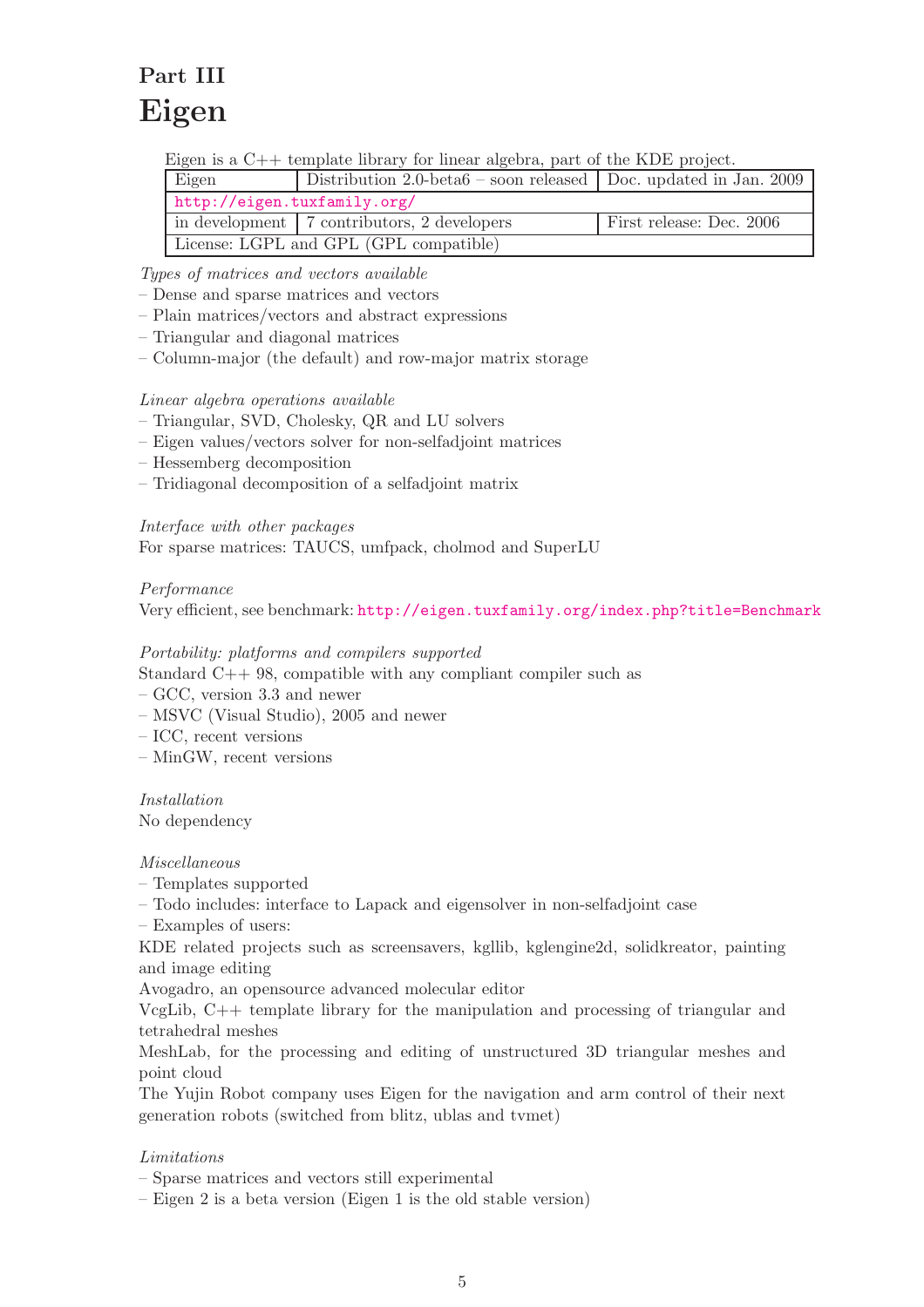# Part III
# Eigen

Eigen is a C++ template library for linear algebra, part of the KDE project.

| Eigen | Distribution 2.0-beta6 – soon released | Doc. updated in Jan. 2009 |
|---|---|---|
| http://eigen.tuxfamily.org/ | | |
| in development | 7 contributors, 2 developers | First release: Dec. 2006 |
| License: LGPL and GPL (GPL compatible) | | |

*Types of matrices and vectors available*
– Dense and sparse matrices and vectors
– Plain matrices/vectors and abstract expressions
– Triangular and diagonal matrices
– Column-major (the default) and row-major matrix storage

*Linear algebra operations available*
– Triangular, SVD, Cholesky, QR and LU solvers
– Eigen values/vectors solver for non-selfadjoint matrices
– Hessemberg decomposition
– Tridiagonal decomposition of a selfadjoint matrix

*Interface with other packages*
For sparse matrices: TAUCS, umfpack, cholmod and SuperLU

*Performance*
Very efficient, see benchmark: http://eigen.tuxfamily.org/index.php?title=Benchmark

*Portability: platforms and compilers supported*
Standard C++ 98, compatible with any compliant compiler such as
– GCC, version 3.3 and newer
– MSVC (Visual Studio), 2005 and newer
– ICC, recent versions
– MinGW, recent versions

*Installation*
No dependency

*Miscellaneous*
– Templates supported
– Todo includes: interface to Lapack and eigensolver in non-selfadjoint case
– Examples of users:
KDE related projects such as screensavers, kgllib, kglengine2d, solidkreator, painting and image editing
Avogadro, an opensource advanced molecular editor
VcgLib, C++ template library for the manipulation and processing of triangular and tetrahedral meshes
MeshLab, for the processing and editing of unstructured 3D triangular meshes and point cloud
The Yujin Robot company uses Eigen for the navigation and arm control of their next generation robots (switched from blitz, ublas and tvmet)

*Limitations*
– Sparse matrices and vectors still experimental
– Eigen 2 is a beta version (Eigen 1 is the old stable version)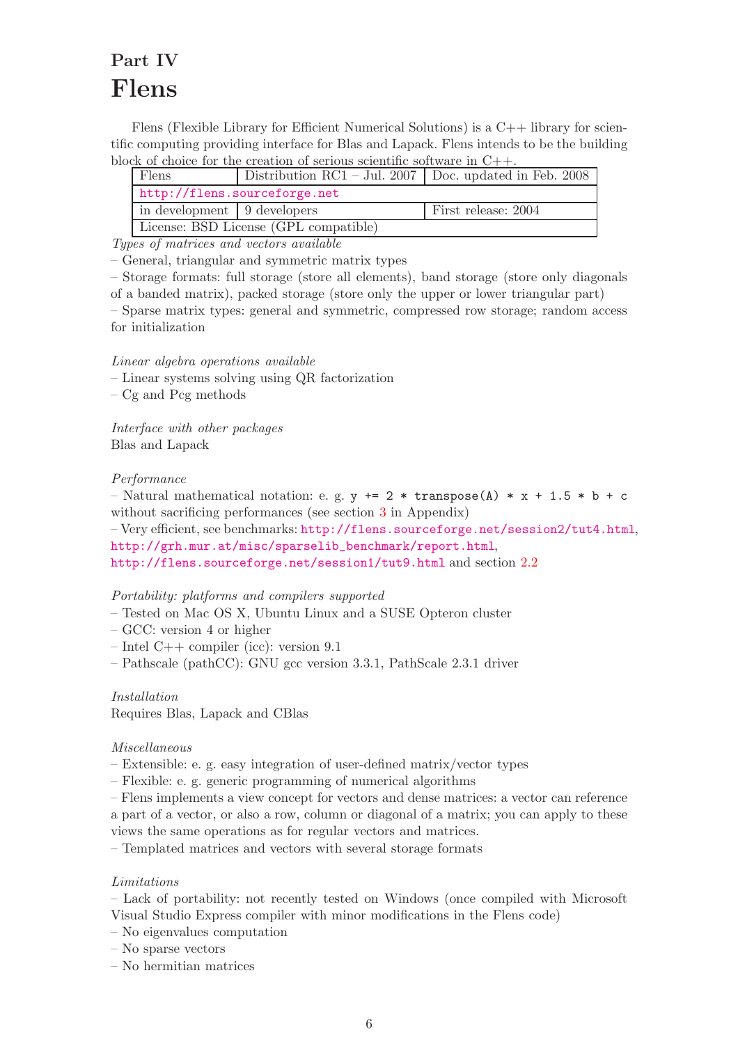# Part IV
# Flens

Flens (Flexible Library for Efficient Numerical Solutions) is a C++ library for scientific computing providing interface for Blas and Lapack. Flens intends to be the building block of choice for the creation of serious scientific software in C++.

| Flens | Distribution RC1 – Jul. 2007 | Doc. updated in Feb. 2008 |
|---|---|---|
| http://flens.sourceforge.net | | |
| in development | 9 developers | First release: 2004 |
| License: BSD License (GPL compatible) | | |

*Types of matrices and vectors available*
– General, triangular and symmetric matrix types
– Storage formats: full storage (store all elements), band storage (store only diagonals of a banded matrix), packed storage (store only the upper or lower triangular part)
– Sparse matrix types: general and symmetric, compressed row storage; random access for initialization

*Linear algebra operations available*
– Linear systems solving using QR factorization
– Cg and Pcg methods

*Interface with other packages*
Blas and Lapack

*Performance*
– Natural mathematical notation: e. g. `y += 2 * transpose(A) * x + 1.5 * b + c` without sacrificing performances (see section 3 in Appendix)
– Very efficient, see benchmarks: http://flens.sourceforge.net/session2/tut4.html, http://grh.mur.at/misc/sparselib_benchmark/report.html, http://flens.sourceforge.net/session1/tut9.html and section 2.2

*Portability: platforms and compilers supported*
– Tested on Mac OS X, Ubuntu Linux and a SUSE Opteron cluster
– GCC: version 4 or higher
– Intel C++ compiler (icc): version 9.1
– Pathscale (pathCC): GNU gcc version 3.3.1, PathScale 2.3.1 driver

*Installation*
Requires Blas, Lapack and CBlas

*Miscellaneous*
– Extensible: e. g. easy integration of user-defined matrix/vector types
– Flexible: e. g. generic programming of numerical algorithms
– Flens implements a view concept for vectors and dense matrices: a vector can reference a part of a vector, or also a row, column or diagonal of a matrix; you can apply to these views the same operations as for regular vectors and matrices.
– Templated matrices and vectors with several storage formats

*Limitations*
– Lack of portability: not recently tested on Windows (once compiled with Microsoft Visual Studio Express compiler with minor modifications in the Flens code)
– No eigenvalues computation
– No sparse vectors
– No hermitian matrices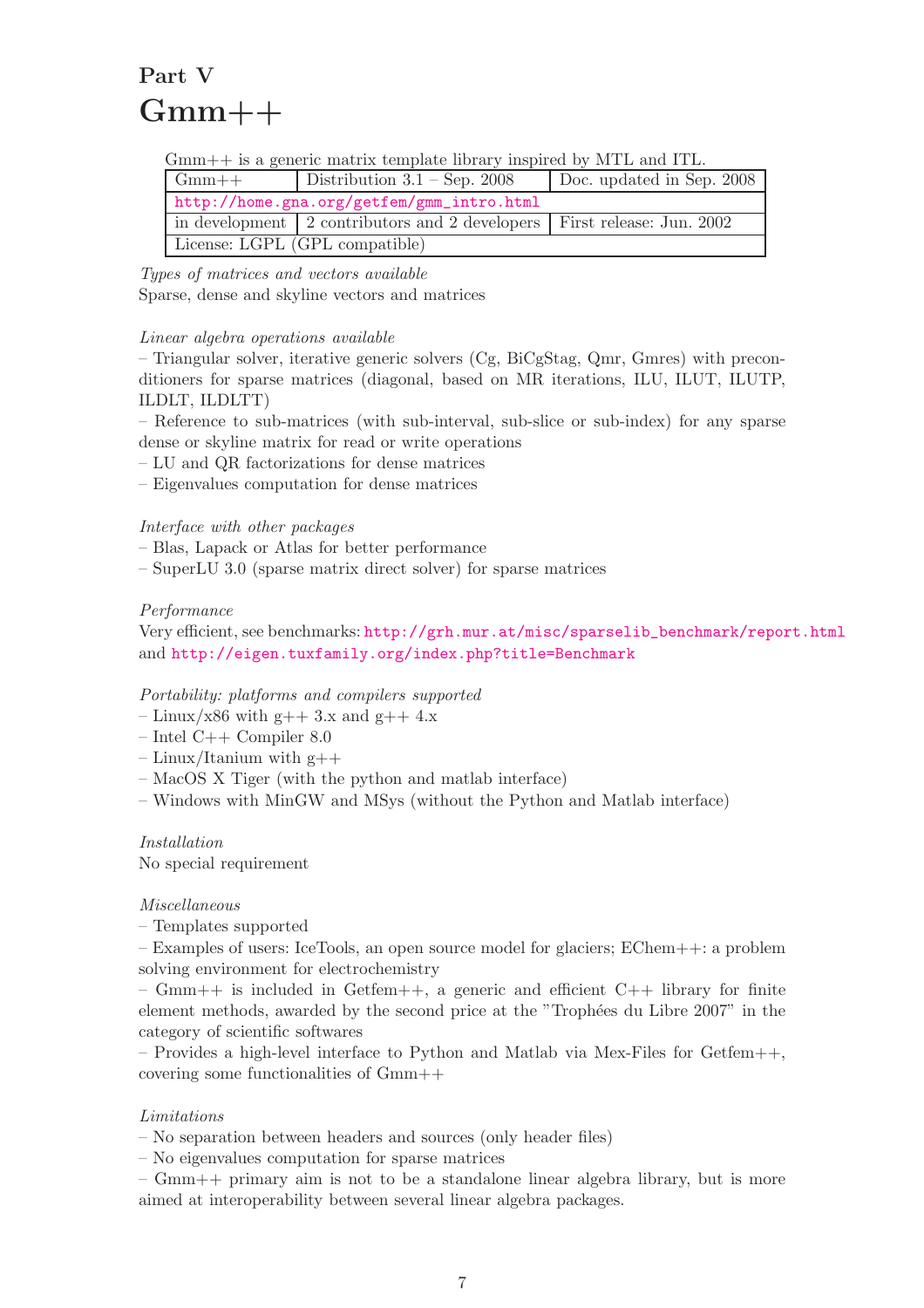# Part V
# Gmm++

Gmm++ is a generic matrix template library inspired by MTL and ITL.

| Gmm++ | Distribution 3.1 – Sep. 2008 | Doc. updated in Sep. 2008 |
|---|---|---|
| http://home.gna.org/getfem/gmm_intro.html | | |
| in development | 2 contributors and 2 developers | First release: Jun. 2002 |
| License: LGPL (GPL compatible) | | |

*Types of matrices and vectors available*
Sparse, dense and skyline vectors and matrices

*Linear algebra operations available*
– Triangular solver, iterative generic solvers (Cg, BiCgStag, Qmr, Gmres) with preconditioners for sparse matrices (diagonal, based on MR iterations, ILU, ILUT, ILUTP, ILDLT, ILDLTT)
– Reference to sub-matrices (with sub-interval, sub-slice or sub-index) for any sparse dense or skyline matrix for read or write operations
– LU and QR factorizations for dense matrices
– Eigenvalues computation for dense matrices

*Interface with other packages*
– Blas, Lapack or Atlas for better performance
– SuperLU 3.0 (sparse matrix direct solver) for sparse matrices

*Performance*
Very efficient, see benchmarks: http://grh.mur.at/misc/sparselib_benchmark/report.html and http://eigen.tuxfamily.org/index.php?title=Benchmark

*Portability: platforms and compilers supported*
– Linux/x86 with g++ 3.x and g++ 4.x
– Intel C++ Compiler 8.0
– Linux/Itanium with g++
– MacOS X Tiger (with the python and matlab interface)
– Windows with MinGW and MSys (without the Python and Matlab interface)

*Installation*
No special requirement

*Miscellaneous*
– Templates supported
– Examples of users: IceTools, an open source model for glaciers; EChem++: a problem solving environment for electrochemistry
– Gmm++ is included in Getfem++, a generic and efficient C++ library for finite element methods, awarded by the second price at the "Trophées du Libre 2007" in the category of scientific softwares
– Provides a high-level interface to Python and Matlab via Mex-Files for Getfem++, covering some functionalities of Gmm++

*Limitations*
– No separation between headers and sources (only header files)
– No eigenvalues computation for sparse matrices
– Gmm++ primary aim is not to be a standalone linear algebra library, but is more aimed at interoperability between several linear algebra packages.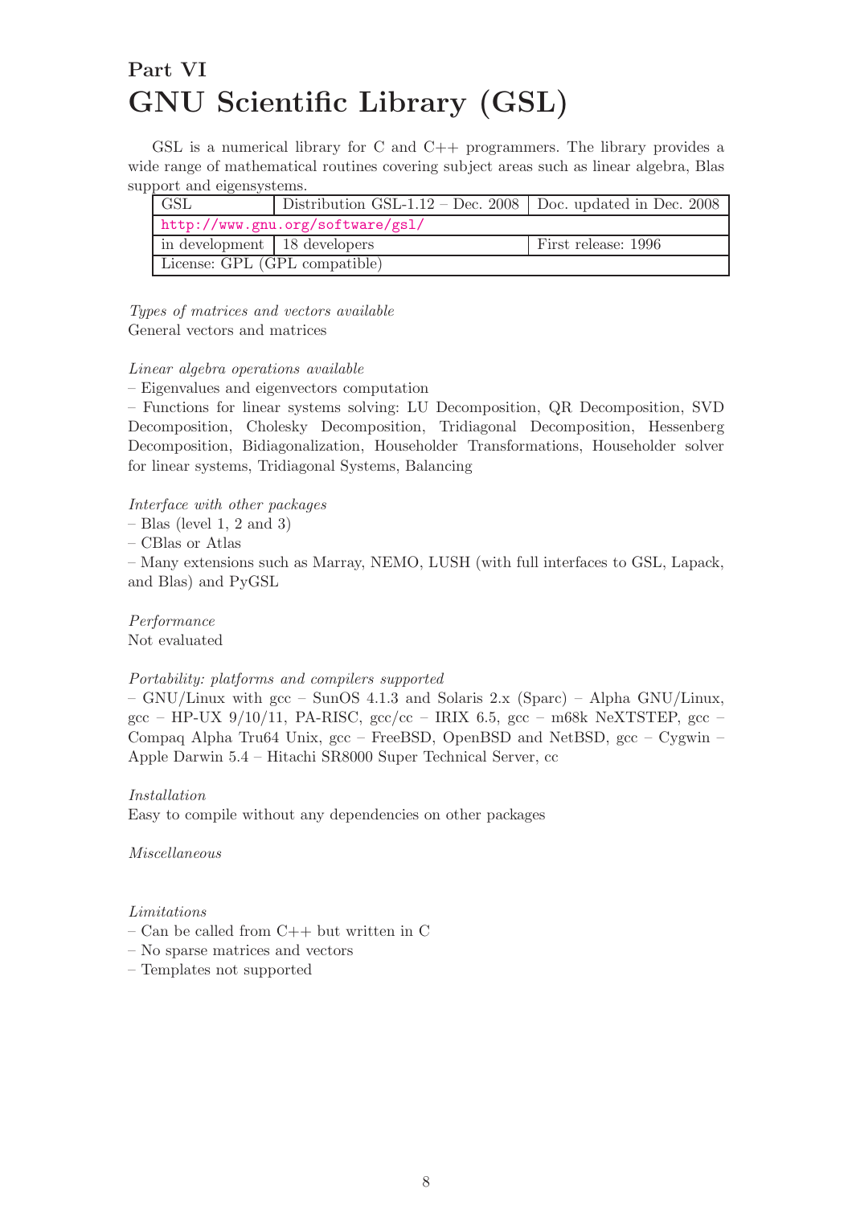# Part VI
# GNU Scientific Library (GSL)

GSL is a numerical library for C and C++ programmers. The library provides a wide range of mathematical routines covering subject areas such as linear algebra, Blas support and eigensystems.

| GSL | Distribution GSL-1.12 – Dec. 2008 | Doc. updated in Dec. 2008 |
|---|---|---|
| http://www.gnu.org/software/gsl/ | | |
| in development | 18 developers | First release: 1996 |
| License: GPL (GPL compatible) | | |

*Types of matrices and vectors available*
General vectors and matrices

*Linear algebra operations available*
– Eigenvalues and eigenvectors computation
– Functions for linear systems solving: LU Decomposition, QR Decomposition, SVD Decomposition, Cholesky Decomposition, Tridiagonal Decomposition, Hessenberg Decomposition, Bidiagonalization, Householder Transformations, Householder solver for linear systems, Tridiagonal Systems, Balancing

*Interface with other packages*
– Blas (level 1, 2 and 3)
– CBlas or Atlas
– Many extensions such as Marray, NEMO, LUSH (with full interfaces to GSL, Lapack, and Blas) and PyGSL

*Performance*
Not evaluated

*Portability: platforms and compilers supported*
– GNU/Linux with gcc – SunOS 4.1.3 and Solaris 2.x (Sparc) – Alpha GNU/Linux, gcc – HP-UX 9/10/11, PA-RISC, gcc/cc – IRIX 6.5, gcc – m68k NeXTSTEP, gcc – Compaq Alpha Tru64 Unix, gcc – FreeBSD, OpenBSD and NetBSD, gcc – Cygwin – Apple Darwin 5.4 – Hitachi SR8000 Super Technical Server, cc

*Installation*
Easy to compile without any dependencies on other packages

*Miscellaneous*

*Limitations*
– Can be called from C++ but written in C
– No sparse matrices and vectors
– Templates not supported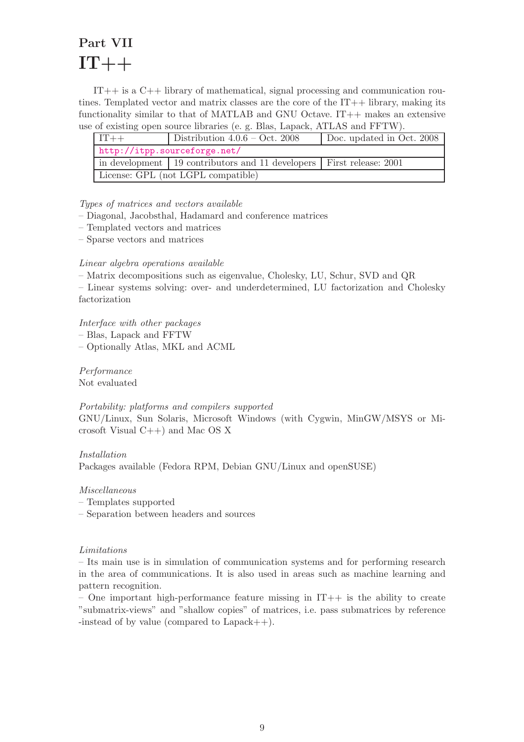# Part VII
# IT++

IT++ is a C++ library of mathematical, signal processing and communication routines. Templated vector and matrix classes are the core of the IT++ library, making its functionality similar to that of MATLAB and GNU Octave. IT++ makes an extensive use of existing open source libraries (e. g. Blas, Lapack, ATLAS and FFTW).

| IT++ | Distribution 4.0.6 – Oct. 2008 | Doc. updated in Oct. 2008 |
|---|---|---|
| http://itpp.sourceforge.net/ | | |
| in development | 19 contributors and 11 developers | First release: 2001 |
| License: GPL (not LGPL compatible) | | |

*Types of matrices and vectors available*
– Diagonal, Jacobsthal, Hadamard and conference matrices
– Templated vectors and matrices
– Sparse vectors and matrices

*Linear algebra operations available*
– Matrix decompositions such as eigenvalue, Cholesky, LU, Schur, SVD and QR
– Linear systems solving: over- and underdetermined, LU factorization and Cholesky factorization

*Interface with other packages*
– Blas, Lapack and FFTW
– Optionally Atlas, MKL and ACML

*Performance*
Not evaluated

*Portability: platforms and compilers supported*
GNU/Linux, Sun Solaris, Microsoft Windows (with Cygwin, MinGW/MSYS or Microsoft Visual C++) and Mac OS X

*Installation*
Packages available (Fedora RPM, Debian GNU/Linux and openSUSE)

*Miscellaneous*
– Templates supported
– Separation between headers and sources

*Limitations*
– Its main use is in simulation of communication systems and for performing research in the area of communications. It is also used in areas such as machine learning and pattern recognition.
– One important high-performance feature missing in IT++ is the ability to create "submatrix-views" and "shallow copies" of matrices, i.e. pass submatrices by reference -instead of by value (compared to Lapack++).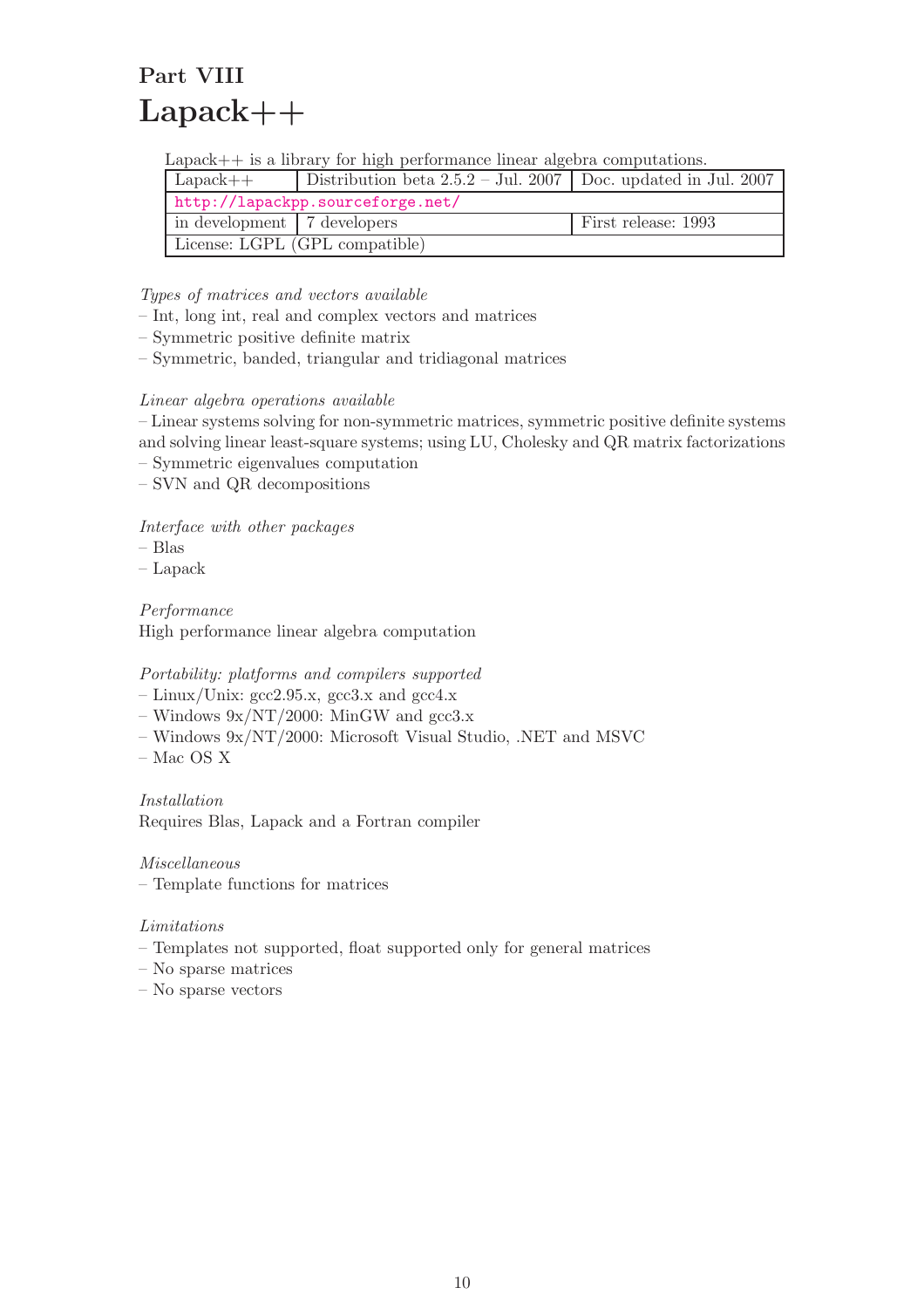# Part VIII

# Lapack++

Lapack++ is a library for high performance linear algebra computations.

| Lapack++ | Distribution beta 2.5.2 – Jul. 2007 | Doc. updated in Jul. 2007 |
|---|---|---|
| http://lapackpp.sourceforge.net/ | | |
| in development | 7 developers | First release: 1993 |
| License: LGPL (GPL compatible) | | |

*Types of matrices and vectors available*
– Int, long int, real and complex vectors and matrices
– Symmetric positive definite matrix
– Symmetric, banded, triangular and tridiagonal matrices

*Linear algebra operations available*
– Linear systems solving for non-symmetric matrices, symmetric positive definite systems and solving linear least-square systems; using LU, Cholesky and QR matrix factorizations
– Symmetric eigenvalues computation
– SVN and QR decompositions

*Interface with other packages*
– Blas
– Lapack

*Performance*
High performance linear algebra computation

*Portability: platforms and compilers supported*
– Linux/Unix: gcc2.95.x, gcc3.x and gcc4.x
– Windows 9x/NT/2000: MinGW and gcc3.x
– Windows 9x/NT/2000: Microsoft Visual Studio, .NET and MSVC
– Mac OS X

*Installation*
Requires Blas, Lapack and a Fortran compiler

*Miscellaneous*
– Template functions for matrices

*Limitations*
– Templates not supported, float supported only for general matrices
– No sparse matrices
– No sparse vectors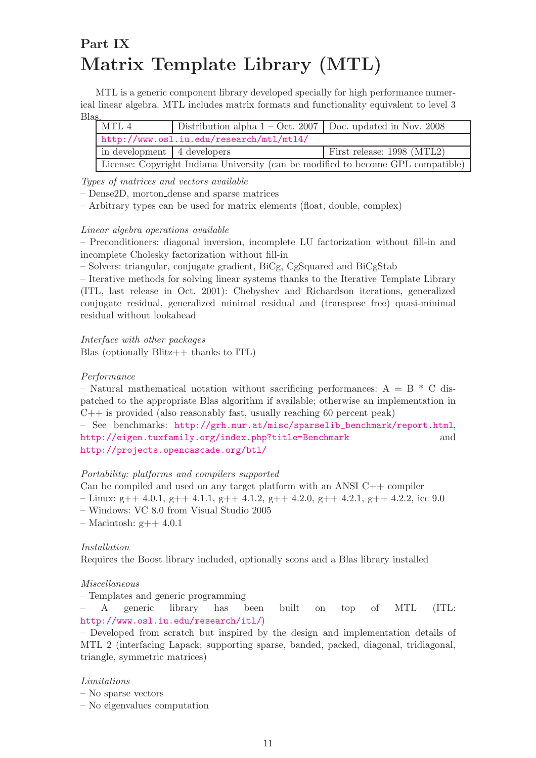# Part IX

# Matrix Template Library (MTL)

MTL is a generic component library developed specially for high performance numerical linear algebra. MTL includes matrix formats and functionality equivalent to level 3 Blas.

| MTL 4 | Distribution alpha 1 – Oct. 2007 | Doc. updated in Nov. 2008 |
|---|---|---|
| http://www.osl.iu.edu/research/mtl/mtl4/ | | |
| in development | 4 developers | First release: 1998 (MTL2) |
| License: Copyright Indiana University (can be modified to become GPL compatible) | | |

*Types of matrices and vectors available*
– Dense2D, morton_dense and sparse matrices
– Arbitrary types can be used for matrix elements (float, double, complex)

*Linear algebra operations available*
– Preconditioners: diagonal inversion, incomplete LU factorization without fill-in and incomplete Cholesky factorization without fill-in
– Solvers: triangular, conjugate gradient, BiCg, CgSquared and BiCgStab
– Iterative methods for solving linear systems thanks to the Iterative Template Library (ITL, last release in Oct. 2001): Chebyshev and Richardson iterations, generalized conjugate residual, generalized minimal residual and (transpose free) quasi-minimal residual without lookahead

*Interface with other packages*
Blas (optionally Blitz++ thanks to ITL)

*Performance*
– Natural mathematical notation without sacrificing performances: A = B * C dispatched to the appropriate Blas algorithm if available; otherwise an implementation in C++ is provided (also reasonably fast, usually reaching 60 percent peak)
– See benchmarks: http://grh.mur.at/misc/sparselib_benchmark/report.html, http://eigen.tuxfamily.org/index.php?title=Benchmark and http://projects.opencascade.org/btl/

*Portability: platforms and compilers supported*
Can be compiled and used on any target platform with an ANSI C++ compiler
– Linux: g++ 4.0.1, g++ 4.1.1, g++ 4.1.2, g++ 4.2.0, g++ 4.2.1, g++ 4.2.2, icc 9.0
– Windows: VC 8.0 from Visual Studio 2005
– Macintosh: g++ 4.0.1

*Installation*
Requires the Boost library included, optionally scons and a Blas library installed

*Miscellaneous*
– Templates and generic programming
– A generic library has been built on top of MTL (ITL: http://www.osl.iu.edu/research/itl/)
– Developed from scratch but inspired by the design and implementation details of MTL 2 (interfacing Lapack; supporting sparse, banded, packed, diagonal, tridiagonal, triangle, symmetric matrices)

*Limitations*
– No sparse vectors
– No eigenvalues computation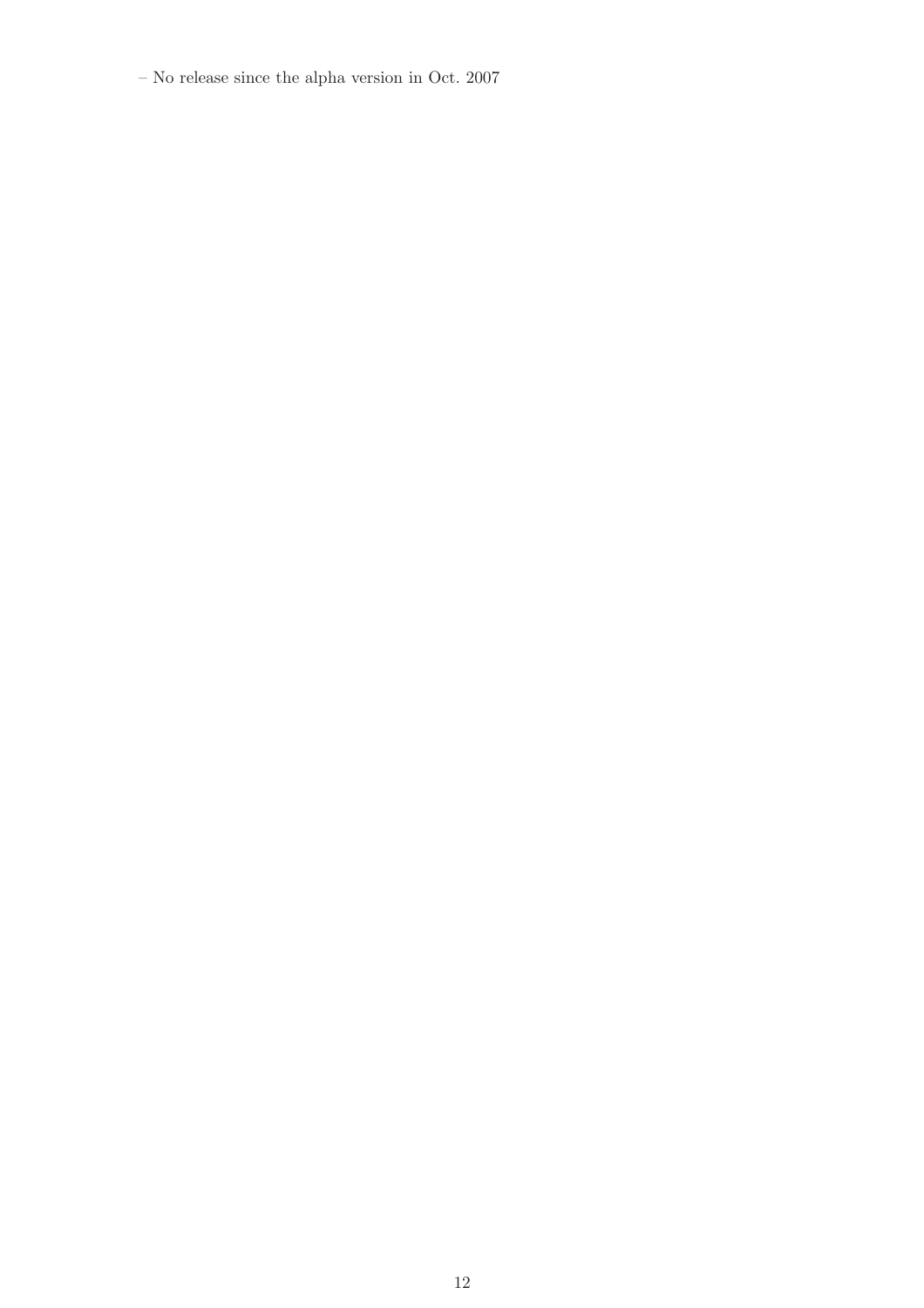– No release since the alpha version in Oct. 2007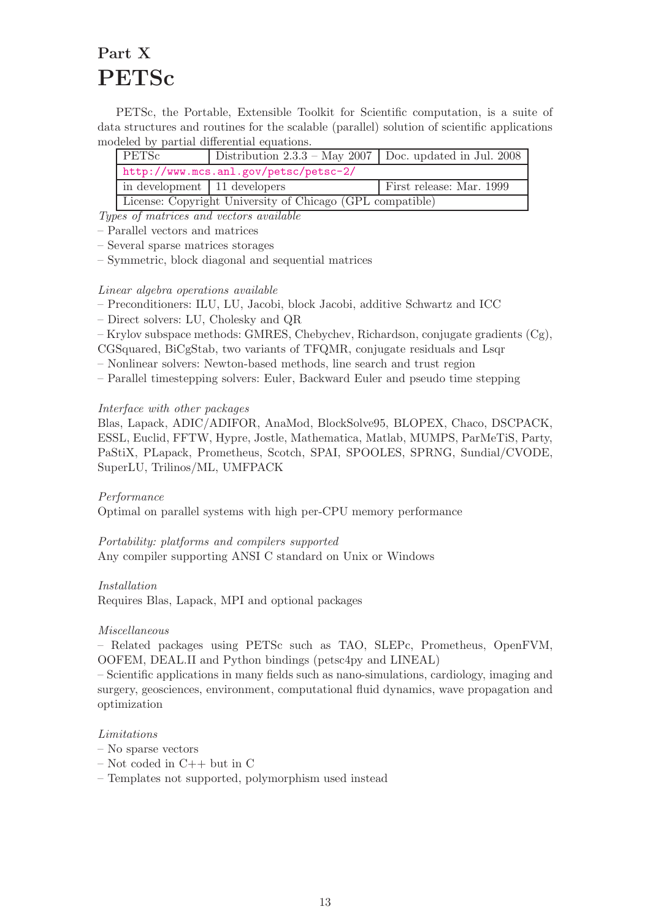# Part X
# PETSc

PETSc, the Portable, Extensible Toolkit for Scientific computation, is a suite of data structures and routines for the scalable (parallel) solution of scientific applications modeled by partial differential equations.

| PETSc | Distribution 2.3.3 – May 2007 | Doc. updated in Jul. 2008 |
|---|---|---|
| http://www.mcs.anl.gov/petsc/petsc-2/ | | |
| in development | 11 developers | First release: Mar. 1999 |
| License: Copyright University of Chicago (GPL compatible) | | |

*Types of matrices and vectors available*

– Parallel vectors and matrices
– Several sparse matrices storages
– Symmetric, block diagonal and sequential matrices

*Linear algebra operations available*

– Preconditioners: ILU, LU, Jacobi, block Jacobi, additive Schwartz and ICC
– Direct solvers: LU, Cholesky and QR
– Krylov subspace methods: GMRES, Chebychev, Richardson, conjugate gradients (Cg), CGSquared, BiCgStab, two variants of TFQMR, conjugate residuals and Lsqr
– Nonlinear solvers: Newton-based methods, line search and trust region
– Parallel timestepping solvers: Euler, Backward Euler and pseudo time stepping

*Interface with other packages*

Blas, Lapack, ADIC/ADIFOR, AnaMod, BlockSolve95, BLOPEX, Chaco, DSCPACK, ESSL, Euclid, FFTW, Hypre, Jostle, Mathematica, Matlab, MUMPS, ParMeTiS, Party, PaStiX, PLapack, Prometheus, Scotch, SPAI, SPOOLES, SPRNG, Sundial/CVODE, SuperLU, Trilinos/ML, UMFPACK

*Performance*

Optimal on parallel systems with high per-CPU memory performance

*Portability: platforms and compilers supported*

Any compiler supporting ANSI C standard on Unix or Windows

*Installation*

Requires Blas, Lapack, MPI and optional packages

*Miscellaneous*

– Related packages using PETSc such as TAO, SLEPc, Prometheus, OpenFVM, OOFEM, DEAL.II and Python bindings (petsc4py and LINEAL)
– Scientific applications in many fields such as nano-simulations, cardiology, imaging and surgery, geosciences, environment, computational fluid dynamics, wave propagation and optimization

*Limitations*

– No sparse vectors
– Not coded in C++ but in C
– Templates not supported, polymorphism used instead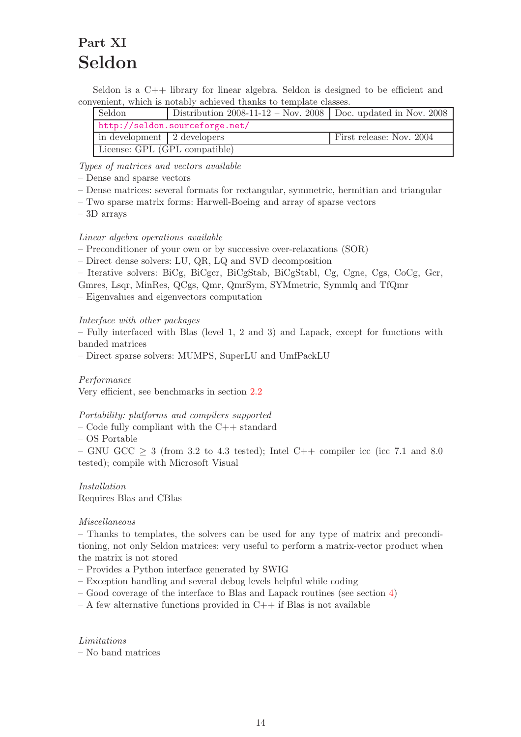# Part XI
# Seldon

Seldon is a C++ library for linear algebra. Seldon is designed to be efficient and convenient, which is notably achieved thanks to template classes.

| Seldon | Distribution 2008-11-12 – Nov. 2008 | Doc. updated in Nov. 2008 |
|---|---|---|
| http://seldon.sourceforge.net/ | | |
| in development | 2 developers | First release: Nov. 2004 |
| License: GPL (GPL compatible) | | |

*Types of matrices and vectors available*
– Dense and sparse vectors
– Dense matrices: several formats for rectangular, symmetric, hermitian and triangular
– Two sparse matrix forms: Harwell-Boeing and array of sparse vectors
– 3D arrays

*Linear algebra operations available*
– Preconditioner of your own or by successive over-relaxations (SOR)
– Direct dense solvers: LU, QR, LQ and SVD decomposition
– Iterative solvers: BiCg, BiCgcr, BiCgStab, BiCgStabl, Cg, Cgne, Cgs, CoCg, Gcr, Gmres, Lsqr, MinRes, QCgs, Qmr, QmrSym, SYMmetric, Symmlq and TfQmr
– Eigenvalues and eigenvectors computation

*Interface with other packages*
– Fully interfaced with Blas (level 1, 2 and 3) and Lapack, except for functions with banded matrices
– Direct sparse solvers: MUMPS, SuperLU and UmfPackLU

*Performance*
Very efficient, see benchmarks in section 2.2

*Portability: platforms and compilers supported*
– Code fully compliant with the C++ standard
– OS Portable
– GNU GCC $\geq 3$ (from 3.2 to 4.3 tested); Intel C++ compiler icc (icc 7.1 and 8.0 tested); compile with Microsoft Visual

*Installation*
Requires Blas and CBlas

*Miscellaneous*
– Thanks to templates, the solvers can be used for any type of matrix and preconditioning, not only Seldon matrices: very useful to perform a matrix-vector product when the matrix is not stored
– Provides a Python interface generated by SWIG
– Exception handling and several debug levels helpful while coding
– Good coverage of the interface to Blas and Lapack routines (see section 4)
– A few alternative functions provided in C++ if Blas is not available

*Limitations*
– No band matrices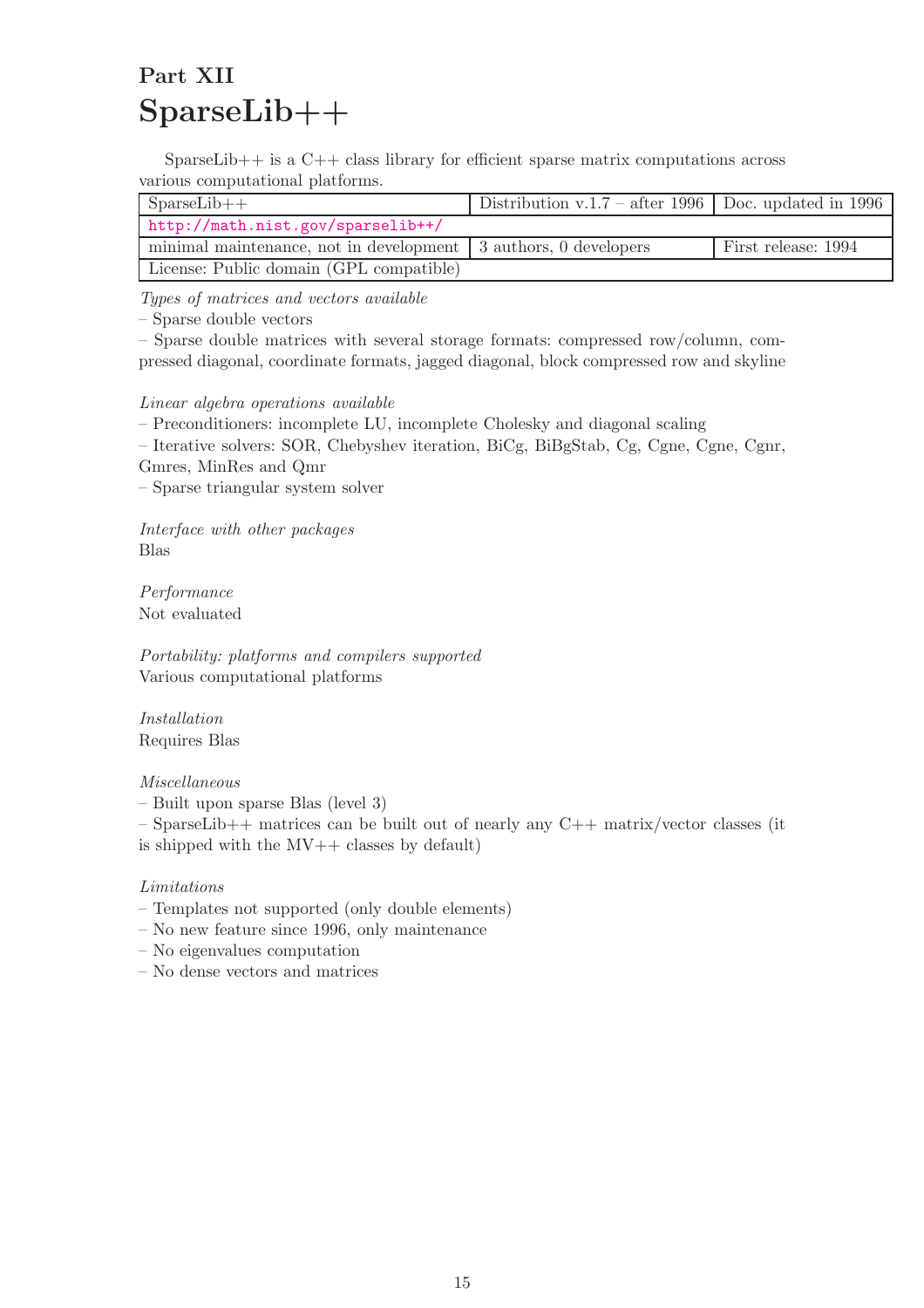# Part XII
# SparseLib++

SparseLib++ is a C++ class library for efficient sparse matrix computations across various computational platforms.

| SparseLib++ | Distribution v.1.7 – after 1996 | Doc. updated in 1996 |
|---|---|---|
| http://math.nist.gov/sparselib++/ | | |
| minimal maintenance, not in development | 3 authors, 0 developers | First release: 1994 |
| License: Public domain (GPL compatible) | | |

*Types of matrices and vectors available*
– Sparse double vectors
– Sparse double matrices with several storage formats: compressed row/column, compressed diagonal, coordinate formats, jagged diagonal, block compressed row and skyline

*Linear algebra operations available*
– Preconditioners: incomplete LU, incomplete Cholesky and diagonal scaling
– Iterative solvers: SOR, Chebyshev iteration, BiCg, BiBgStab, Cg, Cgne, Cgne, Cgnr, Gmres, MinRes and Qmr
– Sparse triangular system solver

*Interface with other packages*
Blas

*Performance*
Not evaluated

*Portability: platforms and compilers supported*
Various computational platforms

*Installation*
Requires Blas

*Miscellaneous*
– Built upon sparse Blas (level 3)
– SparseLib++ matrices can be built out of nearly any C++ matrix/vector classes (it is shipped with the MV++ classes by default)

*Limitations*
– Templates not supported (only double elements)
– No new feature since 1996, only maintenance
– No eigenvalues computation
– No dense vectors and matrices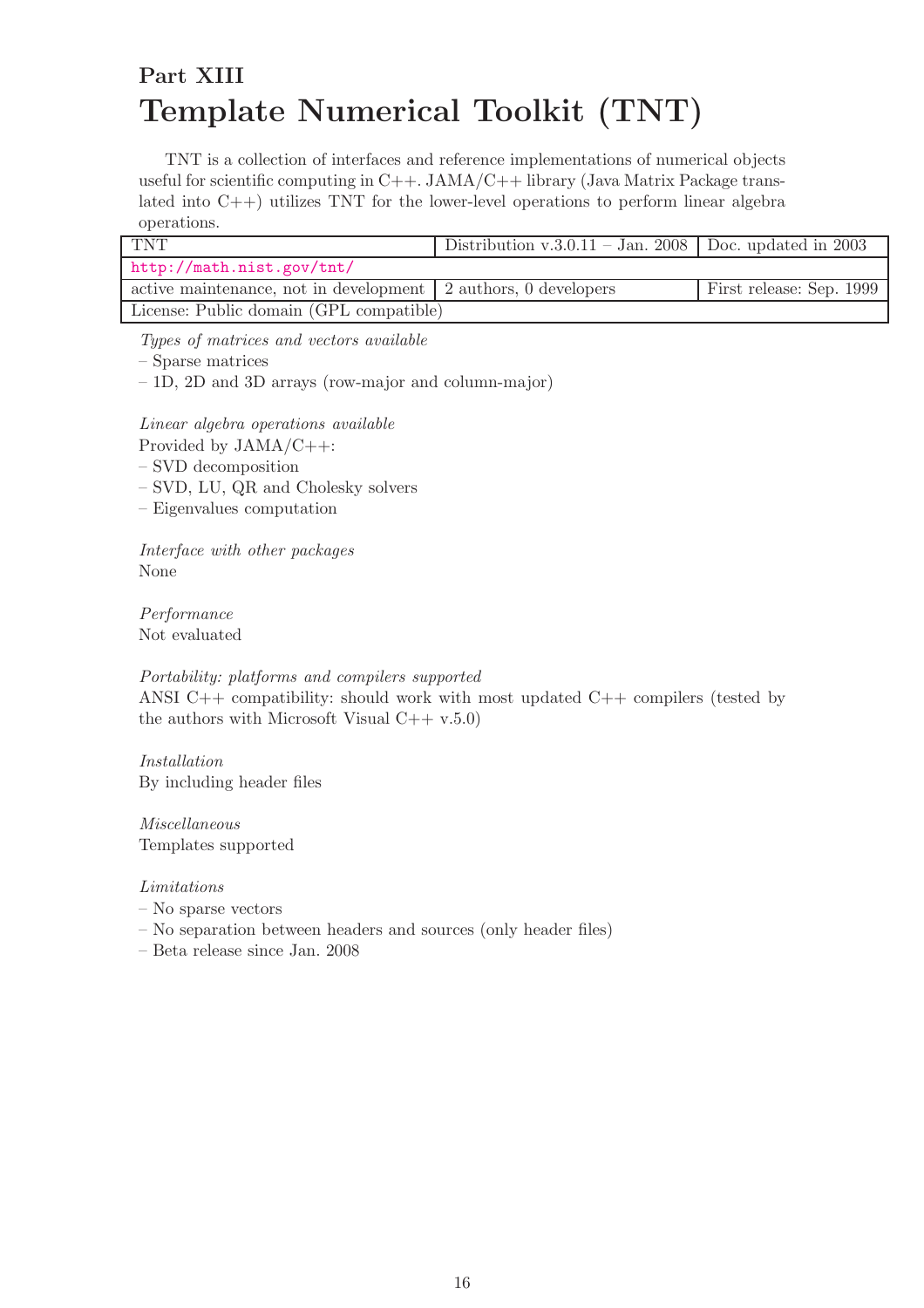# Part XIII
# Template Numerical Toolkit (TNT)

TNT is a collection of interfaces and reference implementations of numerical objects useful for scientific computing in C++. JAMA/C++ library (Java Matrix Package translated into C++) utilizes TNT for the lower-level operations to perform linear algebra operations.

| TNT | Distribution v.3.0.11 – Jan. 2008 | Doc. updated in 2003 |
|---|---|---|
| http://math.nist.gov/tnt/ | | |
| active maintenance, not in development | 2 authors, 0 developers | First release: Sep. 1999 |
| License: Public domain (GPL compatible) | | |

*Types of matrices and vectors available*
– Sparse matrices
– 1D, 2D and 3D arrays (row-major and column-major)

*Linear algebra operations available*
Provided by JAMA/C++:
– SVD decomposition
– SVD, LU, QR and Cholesky solvers
– Eigenvalues computation

*Interface with other packages*
None

*Performance*
Not evaluated

*Portability: platforms and compilers supported*
ANSI C++ compatibility: should work with most updated C++ compilers (tested by the authors with Microsoft Visual C++ v.5.0)

*Installation*
By including header files

*Miscellaneous*
Templates supported

*Limitations*
– No sparse vectors
– No separation between headers and sources (only header files)
– Beta release since Jan. 2008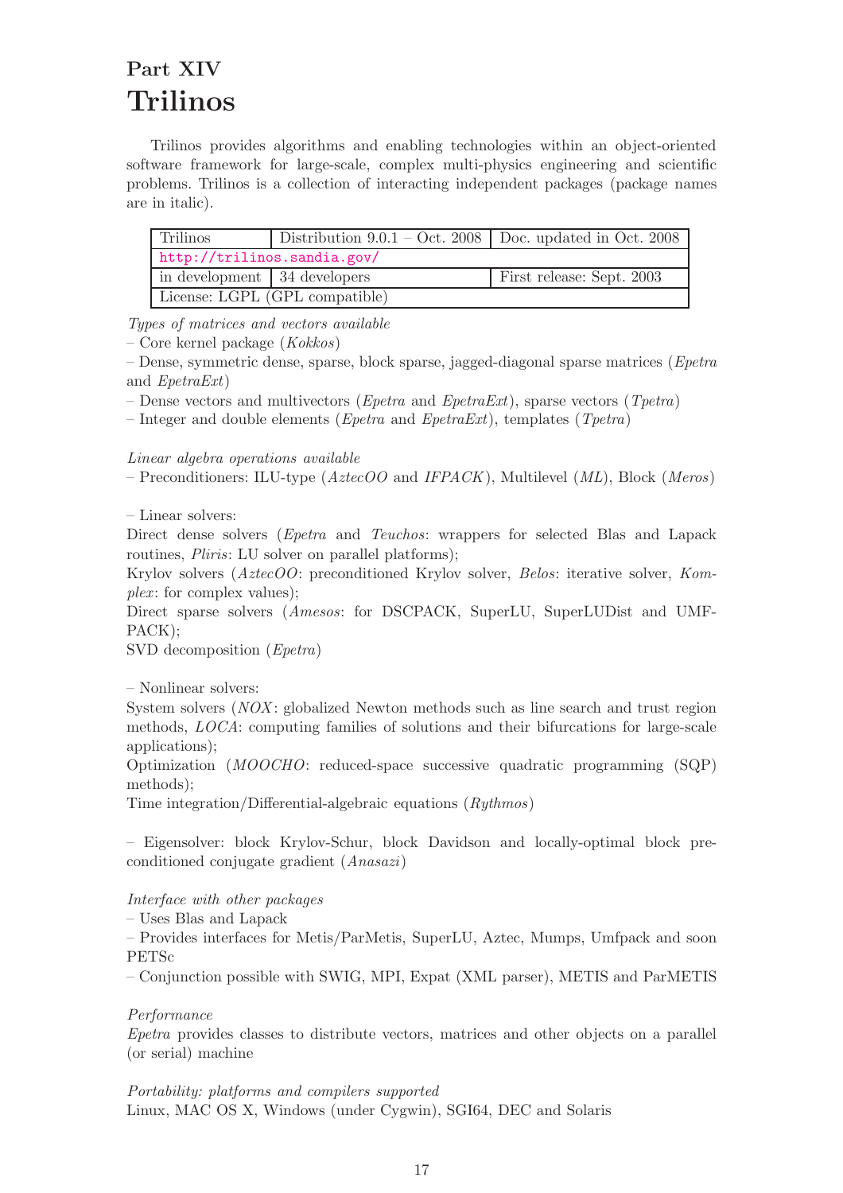# Part XIV
# Trilinos

Trilinos provides algorithms and enabling technologies within an object-oriented software framework for large-scale, complex multi-physics engineering and scientific problems. Trilinos is a collection of interacting independent packages (package names are in italic).

| Trilinos | Distribution 9.0.1 – Oct. 2008 | Doc. updated in Oct. 2008 |
|---|---|---|
| http://trilinos.sandia.gov/ | | |
| in development | 34 developers | First release: Sept. 2003 |
| License: LGPL (GPL compatible) | | |

*Types of matrices and vectors available*
– Core kernel package (*Kokkos*)
– Dense, symmetric dense, sparse, block sparse, jagged-diagonal sparse matrices (*Epetra* and *EpetraExt*)
– Dense vectors and multivectors (*Epetra* and *EpetraExt*), sparse vectors (*Tpetra*)
– Integer and double elements (*Epetra* and *EpetraExt*), templates (*Tpetra*)

*Linear algebra operations available*
– Preconditioners: ILU-type (*AztecOO* and *IFPACK*), Multilevel (*ML*), Block (*Meros*)

– Linear solvers:
Direct dense solvers (*Epetra* and *Teuchos*: wrappers for selected Blas and Lapack routines, *Pliris*: LU solver on parallel platforms);
Krylov solvers (*AztecOO*: preconditioned Krylov solver, *Belos*: iterative solver, *Komplex*: for complex values);
Direct sparse solvers (*Amesos*: for DSCPACK, SuperLU, SuperLUDist and UMFPACK);
SVD decomposition (*Epetra*)

– Nonlinear solvers:
System solvers (*NOX*: globalized Newton methods such as line search and trust region methods, *LOCA*: computing families of solutions and their bifurcations for large-scale applications);
Optimization (*MOOCHO*: reduced-space successive quadratic programming (SQP) methods);
Time integration/Differential-algebraic equations (*Rythmos*)

– Eigensolver: block Krylov-Schur, block Davidson and locally-optimal block preconditioned conjugate gradient (*Anasazi*)

*Interface with other packages*
– Uses Blas and Lapack
– Provides interfaces for Metis/ParMetis, SuperLU, Aztec, Mumps, Umfpack and soon PETSc
– Conjunction possible with SWIG, MPI, Expat (XML parser), METIS and ParMETIS

*Performance*
*Epetra* provides classes to distribute vectors, matrices and other objects on a parallel (or serial) machine

*Portability: platforms and compilers supported*
Linux, MAC OS X, Windows (under Cygwin), SGI64, DEC and Solaris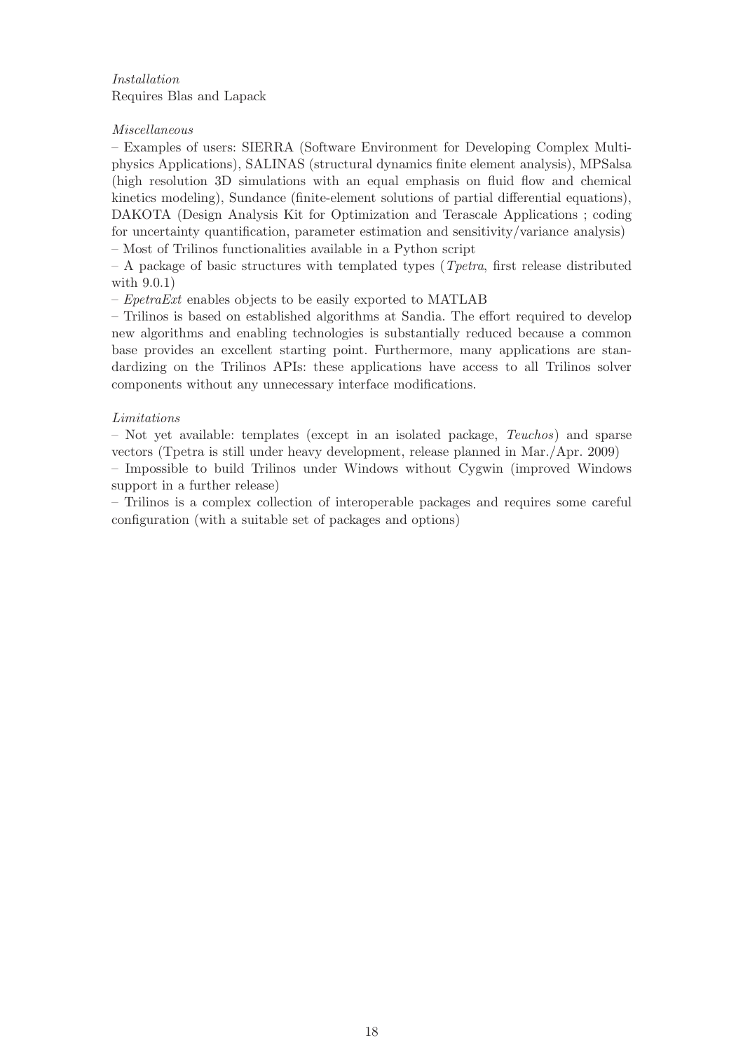*Installation*
Requires Blas and Lapack

*Miscellaneous*
– Examples of users: SIERRA (Software Environment for Developing Complex Multiphysics Applications), SALINAS (structural dynamics finite element analysis), MPSalsa (high resolution 3D simulations with an equal emphasis on fluid flow and chemical kinetics modeling), Sundance (finite-element solutions of partial differential equations), DAKOTA (Design Analysis Kit for Optimization and Terascale Applications ; coding for uncertainty quantification, parameter estimation and sensitivity/variance analysis)
– Most of Trilinos functionalities available in a Python script
– A package of basic structures with templated types (*Tpetra*, first release distributed with 9.0.1)
– *EpetraExt* enables objects to be easily exported to MATLAB
– Trilinos is based on established algorithms at Sandia. The effort required to develop new algorithms and enabling technologies is substantially reduced because a common base provides an excellent starting point. Furthermore, many applications are standardizing on the Trilinos APIs: these applications have access to all Trilinos solver components without any unnecessary interface modifications.

*Limitations*
– Not yet available: templates (except in an isolated package, *Teuchos*) and sparse vectors (Tpetra is still under heavy development, release planned in Mar./Apr. 2009)
– Impossible to build Trilinos under Windows without Cygwin (improved Windows support in a further release)
– Trilinos is a complex collection of interoperable packages and requires some careful configuration (with a suitable set of packages and options)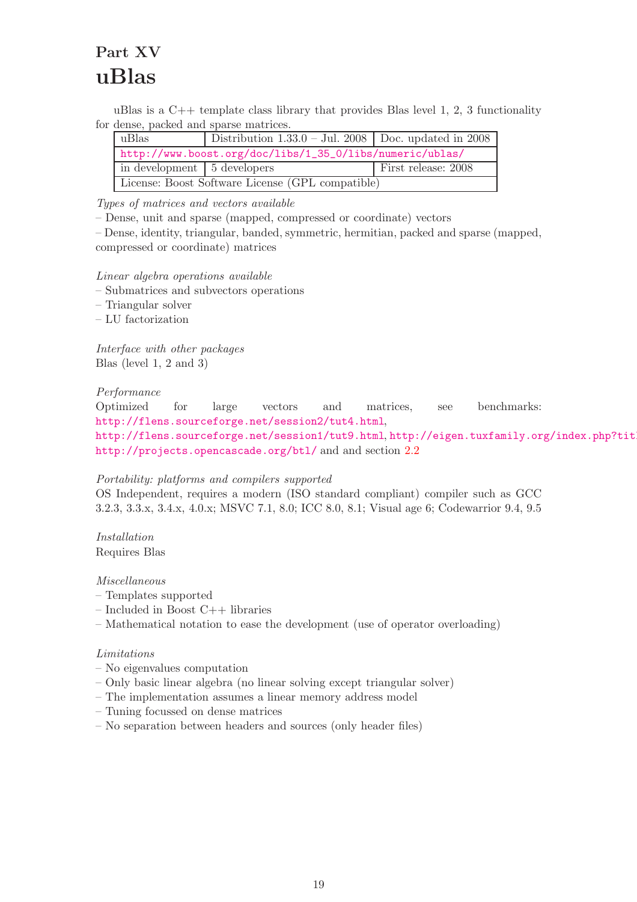# Part XV
# uBlas

uBlas is a C++ template class library that provides Blas level 1, 2, 3 functionality for dense, packed and sparse matrices.

| uBlas | Distribution 1.33.0 – Jul. 2008 | Doc. updated in 2008 |
|---|---|---|
| http://www.boost.org/doc/libs/1_35_0/libs/numeric/ublas/ | | |
| in development | 5 developers | First release: 2008 |
| License: Boost Software License (GPL compatible) | | |

*Types of matrices and vectors available*

– Dense, unit and sparse (mapped, compressed or coordinate) vectors

– Dense, identity, triangular, banded, symmetric, hermitian, packed and sparse (mapped, compressed or coordinate) matrices

*Linear algebra operations available*

– Submatrices and subvectors operations

– Triangular solver

– LU factorization

*Interface with other packages*

Blas (level 1, 2 and 3)

*Performance*

Optimized for large vectors and matrices, see benchmarks: http://flens.sourceforge.net/session2/tut4.html, http://flens.sourceforge.net/session1/tut9.html, http://eigen.tuxfamily.org/index.php?titl http://projects.opencascade.org/btl/ and and section 2.2

*Portability: platforms and compilers supported*

OS Independent, requires a modern (ISO standard compliant) compiler such as GCC 3.2.3, 3.3.x, 3.4.x, 4.0.x; MSVC 7.1, 8.0; ICC 8.0, 8.1; Visual age 6; Codewarrior 9.4, 9.5

*Installation*

Requires Blas

*Miscellaneous*

– Templates supported

– Included in Boost C++ libraries

– Mathematical notation to ease the development (use of operator overloading)

*Limitations*

– No eigenvalues computation

– Only basic linear algebra (no linear solving except triangular solver)

– The implementation assumes a linear memory address model

– Tuning focussed on dense matrices

– No separation between headers and sources (only header files)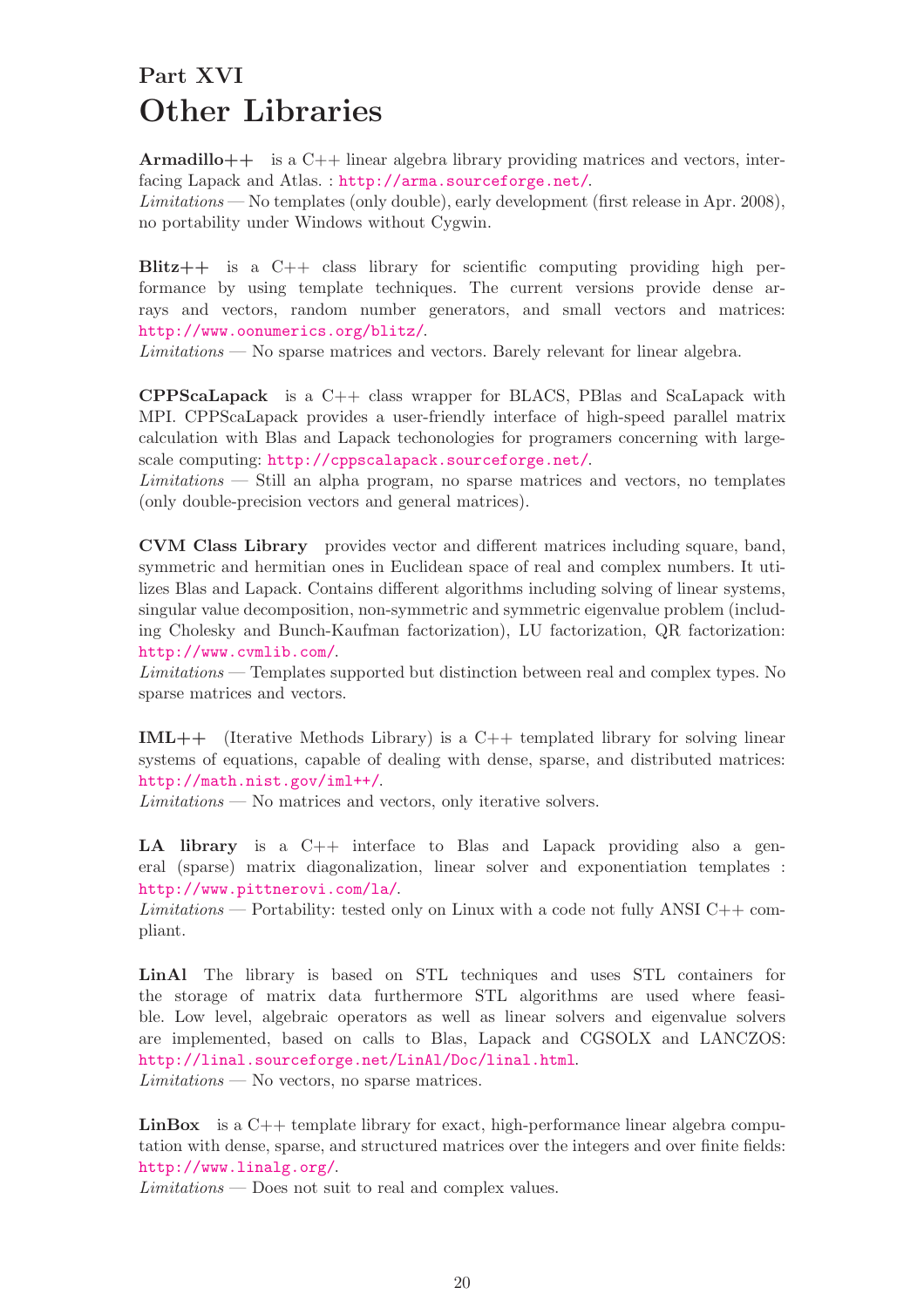# Part XVI
# Other Libraries

**Armadillo++** is a C++ linear algebra library providing matrices and vectors, interfacing Lapack and Atlas. : http://arma.sourceforge.net/.
*Limitations* — No templates (only double), early development (first release in Apr. 2008), no portability under Windows without Cygwin.

**Blitz++** is a C++ class library for scientific computing providing high performance by using template techniques. The current versions provide dense arrays and vectors, random number generators, and small vectors and matrices: http://www.oonumerics.org/blitz/.
*Limitations* — No sparse matrices and vectors. Barely relevant for linear algebra.

**CPPScaLapack** is a C++ class wrapper for BLACS, PBlas and ScaLapack with MPI. CPPScaLapack provides a user-friendly interface of high-speed parallel matrix calculation with Blas and Lapack techonologies for programers concerning with large-scale computing: http://cppscalapack.sourceforge.net/.
*Limitations* — Still an alpha program, no sparse matrices and vectors, no templates (only double-precision vectors and general matrices).

**CVM Class Library** provides vector and different matrices including square, band, symmetric and hermitian ones in Euclidean space of real and complex numbers. It utilizes Blas and Lapack. Contains different algorithms including solving of linear systems, singular value decomposition, non-symmetric and symmetric eigenvalue problem (including Cholesky and Bunch-Kaufman factorization), LU factorization, QR factorization: http://www.cvmlib.com/.
*Limitations* — Templates supported but distinction between real and complex types. No sparse matrices and vectors.

**IML++** (Iterative Methods Library) is a C++ templated library for solving linear systems of equations, capable of dealing with dense, sparse, and distributed matrices: http://math.nist.gov/iml++/.
*Limitations* — No matrices and vectors, only iterative solvers.

**LA library** is a C++ interface to Blas and Lapack providing also a general (sparse) matrix diagonalization, linear solver and exponentiation templates : http://www.pittnerovi.com/la/.
*Limitations* — Portability: tested only on Linux with a code not fully ANSI C++ compliant.

**LinAl** The library is based on STL techniques and uses STL containers for the storage of matrix data furthermore STL algorithms are used where feasible. Low level, algebraic operators as well as linear solvers and eigenvalue solvers are implemented, based on calls to Blas, Lapack and CGSOLX and LANCZOS: http://linal.sourceforge.net/LinAl/Doc/linal.html.
*Limitations* — No vectors, no sparse matrices.

**LinBox** is a C++ template library for exact, high-performance linear algebra computation with dense, sparse, and structured matrices over the integers and over finite fields: http://www.linalg.org/.
*Limitations* — Does not suit to real and complex values.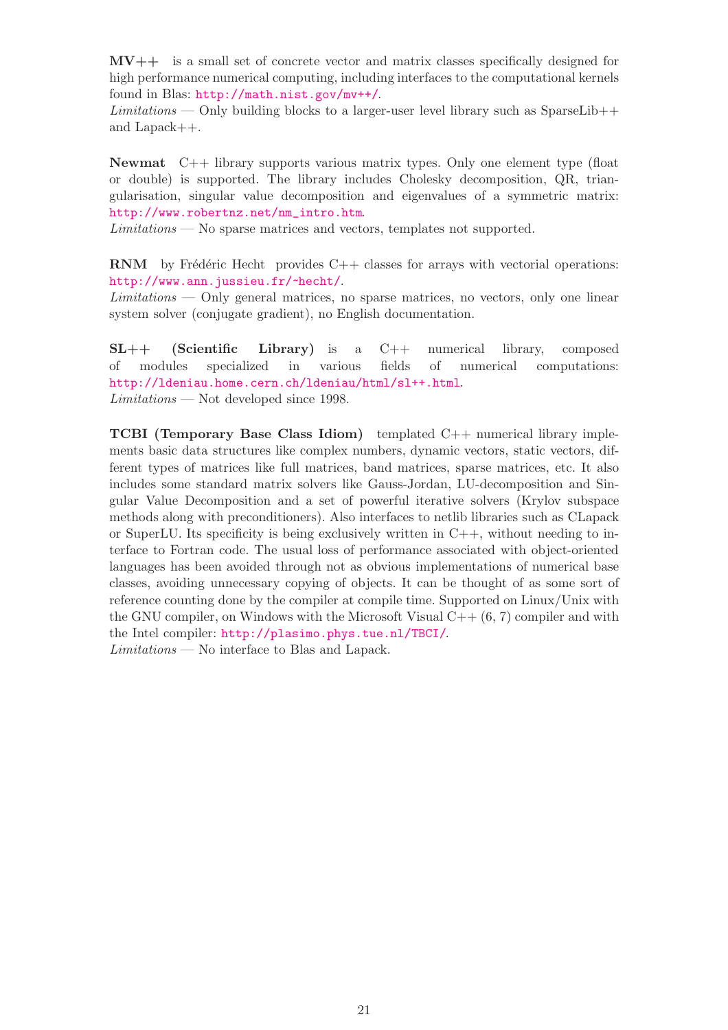**MV++** is a small set of concrete vector and matrix classes specifically designed for high performance numerical computing, including interfaces to the computational kernels found in Blas: http://math.nist.gov/mv++/.
*Limitations* — Only building blocks to a larger-user level library such as SparseLib++ and Lapack++.

**Newmat** C++ library supports various matrix types. Only one element type (float or double) is supported. The library includes Cholesky decomposition, QR, triangularisation, singular value decomposition and eigenvalues of a symmetric matrix: http://www.robertnz.net/nm_intro.htm.
*Limitations* — No sparse matrices and vectors, templates not supported.

**RNM** by Frédéric Hecht provides C++ classes for arrays with vectorial operations: http://www.ann.jussieu.fr/~hecht/.
*Limitations* — Only general matrices, no sparse matrices, no vectors, only one linear system solver (conjugate gradient), no English documentation.

**SL++ (Scientific Library)** is a C++ numerical library, composed of modules specialized in various fields of numerical computations: http://ldeniau.home.cern.ch/ldeniau/html/sl++.html.
*Limitations* — Not developed since 1998.

**TCBI (Temporary Base Class Idiom)** templated C++ numerical library implements basic data structures like complex numbers, dynamic vectors, static vectors, different types of matrices like full matrices, band matrices, sparse matrices, etc. It also includes some standard matrix solvers like Gauss-Jordan, LU-decomposition and Singular Value Decomposition and a set of powerful iterative solvers (Krylov subspace methods along with preconditioners). Also interfaces to netlib libraries such as CLapack or SuperLU. Its specificity is being exclusively written in C++, without needing to interface to Fortran code. The usual loss of performance associated with object-oriented languages has been avoided through not as obvious implementations of numerical base classes, avoiding unnecessary copying of objects. It can be thought of as some sort of reference counting done by the compiler at compile time. Supported on Linux/Unix with the GNU compiler, on Windows with the Microsoft Visual C++ (6, 7) compiler and with the Intel compiler: http://plasimo.phys.tue.nl/TBCI/.
*Limitations* — No interface to Blas and Lapack.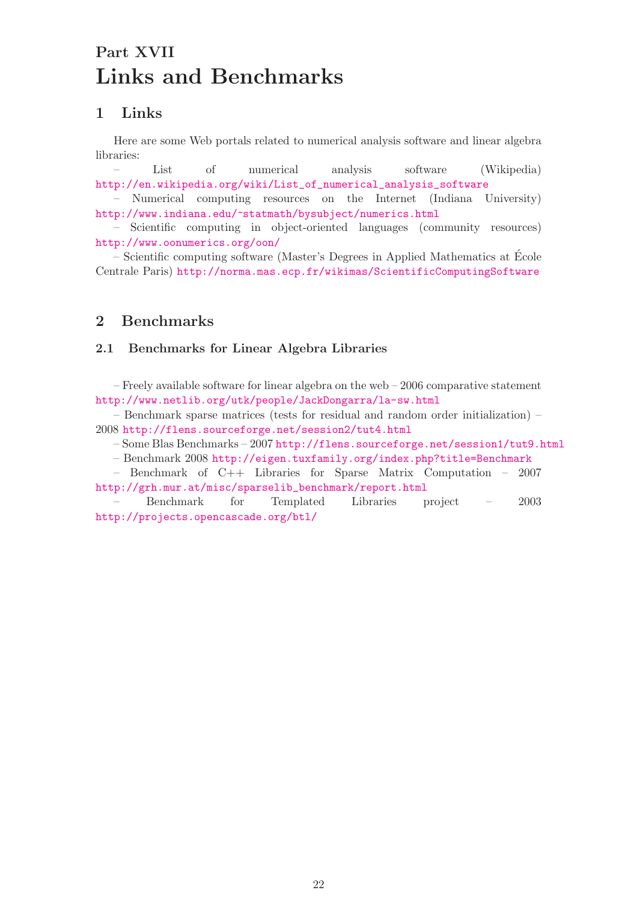# Part XVII
# Links and Benchmarks

## 1 Links

Here are some Web portals related to numerical analysis software and linear algebra libraries:

– List of numerical analysis software (Wikipedia) http://en.wikipedia.org/wiki/List_of_numerical_analysis_software

– Numerical computing resources on the Internet (Indiana University) http://www.indiana.edu/~statmath/bysubject/numerics.html

– Scientific computing in object-oriented languages (community resources) http://www.oonumerics.org/oon/

– Scientific computing software (Master's Degrees in Applied Mathematics at École Centrale Paris) http://norma.mas.ecp.fr/wikimas/ScientificComputingSoftware

## 2 Benchmarks

### 2.1 Benchmarks for Linear Algebra Libraries

– Freely available software for linear algebra on the web – 2006 comparative statement http://www.netlib.org/utk/people/JackDongarra/la-sw.html

– Benchmark sparse matrices (tests for residual and random order initialization) – 2008 http://flens.sourceforge.net/session2/tut4.html

– Some Blas Benchmarks – 2007 http://flens.sourceforge.net/session1/tut9.html

– Benchmark 2008 http://eigen.tuxfamily.org/index.php?title=Benchmark

– Benchmark of C++ Libraries for Sparse Matrix Computation – 2007 http://grh.mur.at/misc/sparselib_benchmark/report.html

– Benchmark for Templated Libraries project – 2003 http://projects.opencascade.org/btl/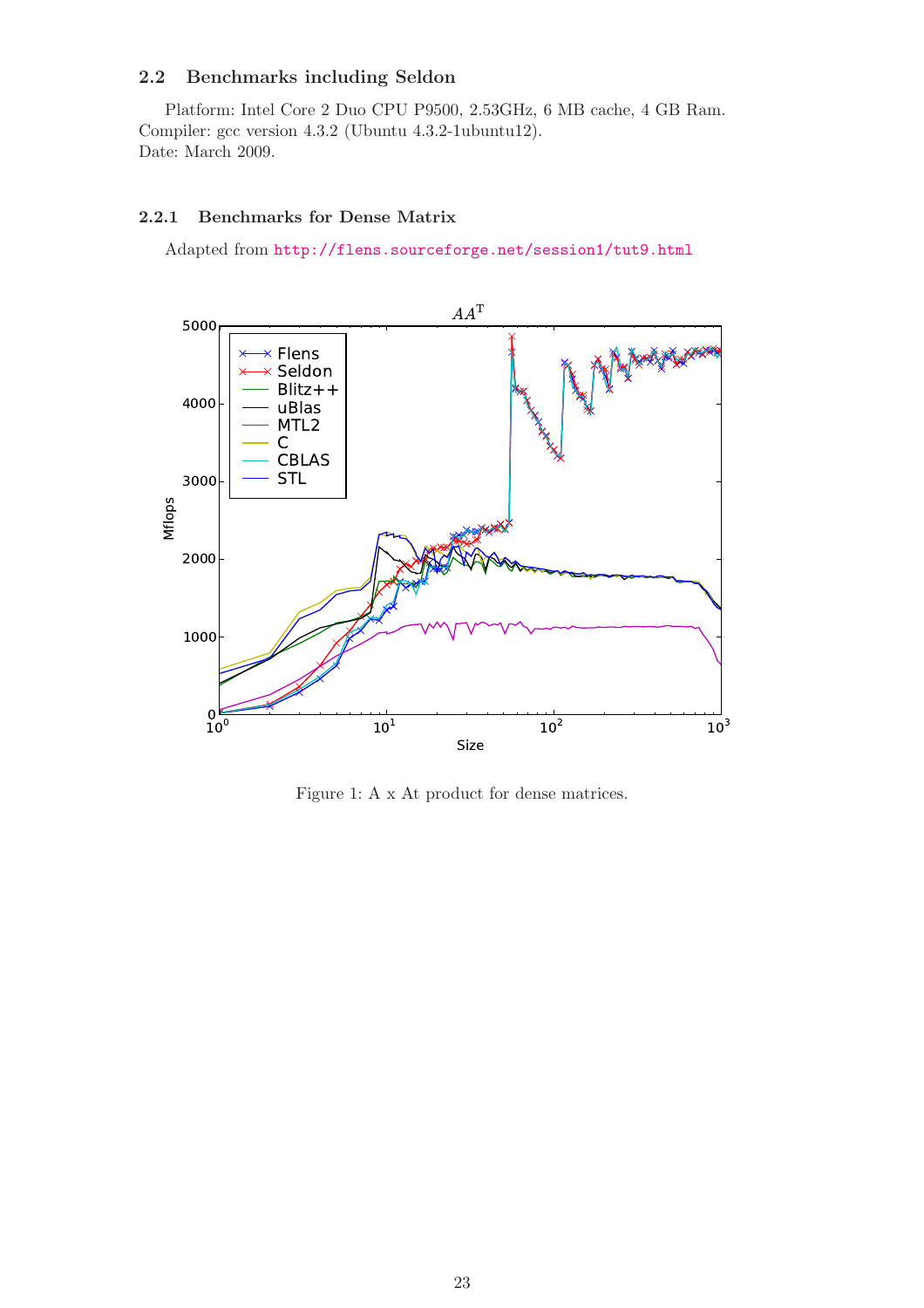### 2.2 Benchmarks including Seldon

Platform: Intel Core 2 Duo CPU P9500, 2.53GHz, 6 MB cache, 4 GB Ram.
Compiler: gcc version 4.3.2 (Ubuntu 4.3.2-1ubuntu12).
Date: March 2009.

#### 2.2.1 Benchmarks for Dense Matrix

Adapted from http://flens.sourceforge.net/session1/tut9.html

Figure 1: A x At product for dense matrices.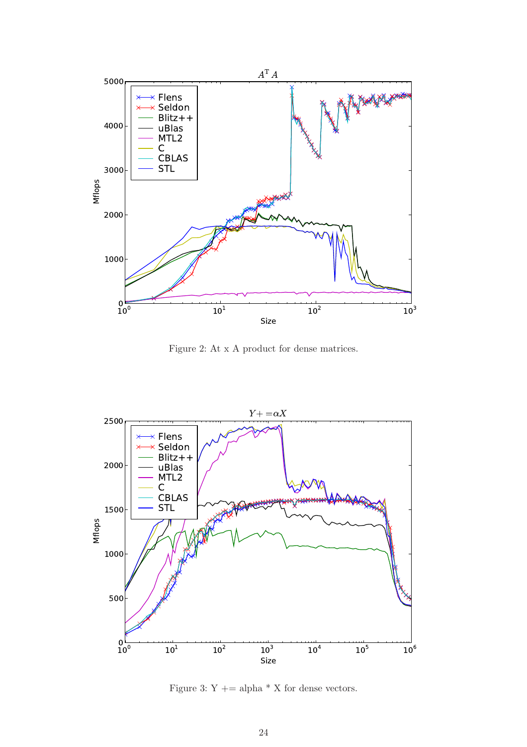Figure 2: At x A product for dense matrices.

Figure 3: Y += alpha * X for dense vectors.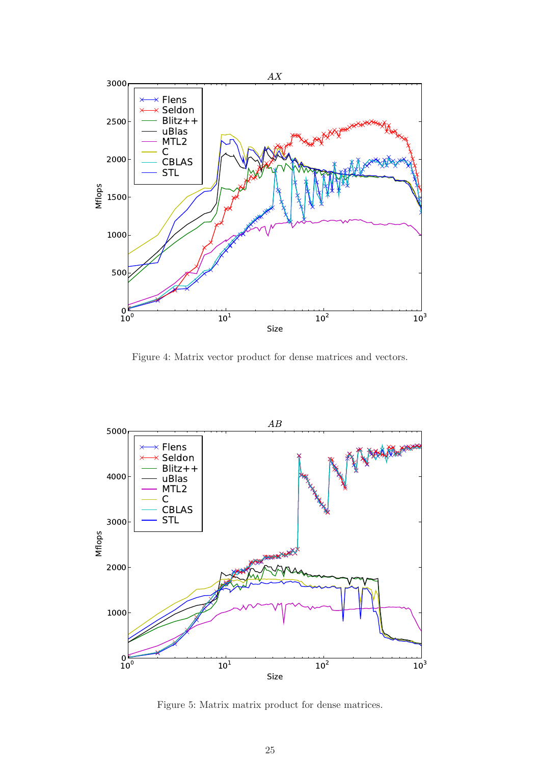Figure 4: Matrix vector product for dense matrices and vectors.

Figure 5: Matrix matrix product for dense matrices.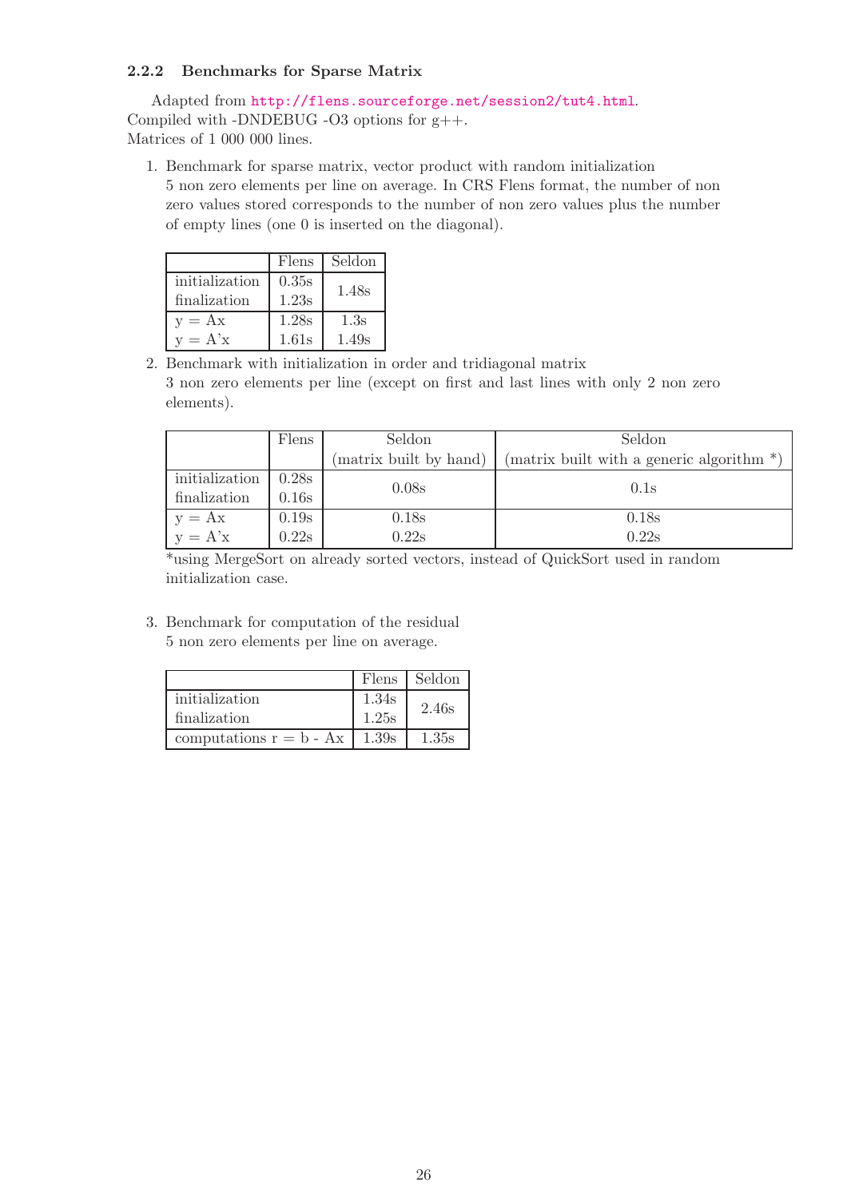### 2.2.2 Benchmarks for Sparse Matrix

Adapted from http://flens.sourceforge.net/session2/tut4.html.
Compiled with -DNDEBUG -O3 options for g++.
Matrices of 1 000 000 lines.

1. Benchmark for sparse matrix, vector product with random initialization
   5 non zero elements per line on average. In CRS Flens format, the number of non zero values stored corresponds to the number of non zero values plus the number of empty lines (one 0 is inserted on the diagonal).

| | Flens | Seldon |
|---|---|---|
| initialization | 0.35s | 1.48s |
| finalization | 1.23s | |
| y = Ax | 1.28s | 1.3s |
| y = A'x | 1.61s | 1.49s |

2. Benchmark with initialization in order and tridiagonal matrix
   3 non zero elements per line (except on first and last lines with only 2 non zero elements).

| | Flens | Seldon | Seldon |
|---|---|---|---|
| | | (matrix built by hand) | (matrix built with a generic algorithm *) |
| initialization | 0.28s | 0.08s | 0.1s |
| finalization | 0.16s | | |
| y = Ax | 0.19s | 0.18s | 0.18s |
| y = A'x | 0.22s | 0.22s | 0.22s |

   *using MergeSort on already sorted vectors, instead of QuickSort used in random initialization case.

3. Benchmark for computation of the residual
   5 non zero elements per line on average.

| | Flens | Seldon |
|---|---|---|
| initialization | 1.34s | 2.46s |
| finalization | 1.25s | |
| computations r = b - Ax | 1.39s | 1.35s |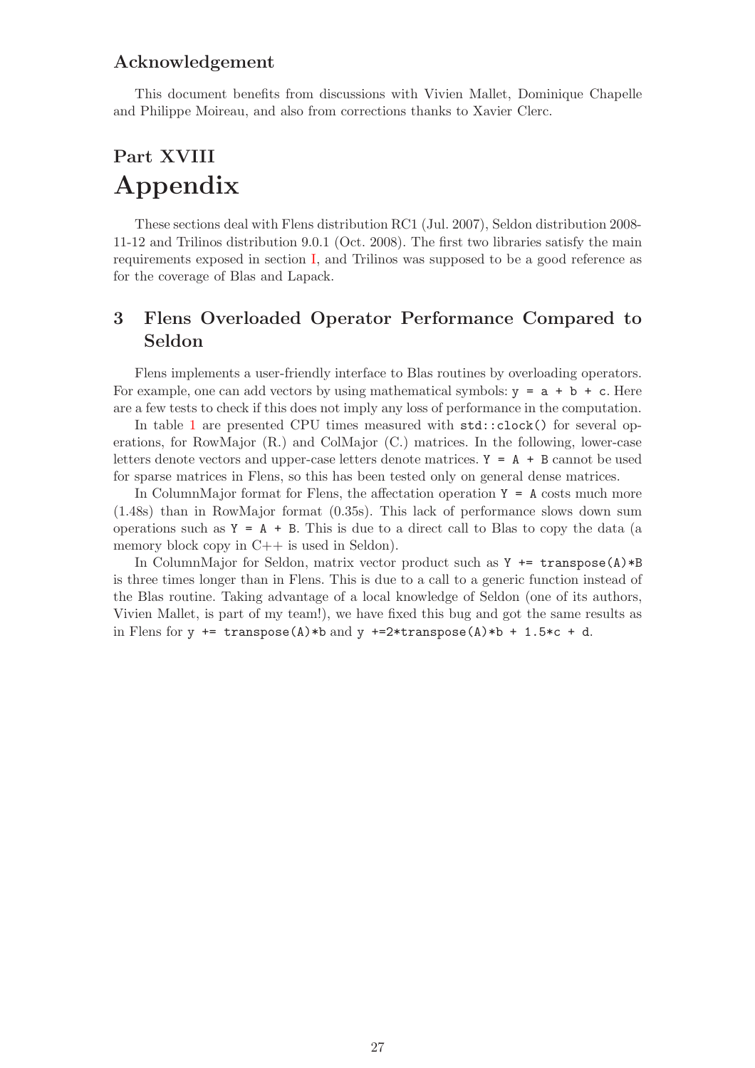### Acknowledgement

This document benefits from discussions with Vivien Mallet, Dominique Chapelle and Philippe Moireau, and also from corrections thanks to Xavier Clerc.

# Part XVIII
# Appendix

These sections deal with Flens distribution RC1 (Jul. 2007), Seldon distribution 2008-11-12 and Trilinos distribution 9.0.1 (Oct. 2008). The first two libraries satisfy the main requirements exposed in section I, and Trilinos was supposed to be a good reference as for the coverage of Blas and Lapack.

## 3 Flens Overloaded Operator Performance Compared to Seldon

Flens implements a user-friendly interface to Blas routines by overloading operators. For example, one can add vectors by using mathematical symbols: `y = a + b + c`. Here are a few tests to check if this does not imply any loss of performance in the computation.

In table 1 are presented CPU times measured with `std::clock()` for several operations, for RowMajor (R.) and ColMajor (C.) matrices. In the following, lower-case letters denote vectors and upper-case letters denote matrices. `Y = A + B` cannot be used for sparse matrices in Flens, so this has been tested only on general dense matrices.

In ColumnMajor format for Flens, the affectation operation `Y = A` costs much more (1.48s) than in RowMajor format (0.35s). This lack of performance slows down sum operations such as `Y = A + B`. This is due to a direct call to Blas to copy the data (a memory block copy in C++ is used in Seldon).

In ColumnMajor for Seldon, matrix vector product such as `Y += transpose(A)*B` is three times longer than in Flens. This is due to a call to a generic function instead of the Blas routine. Taking advantage of a local knowledge of Seldon (one of its authors, Vivien Mallet, is part of my team!), we have fixed this bug and got the same results as in Flens for `y += transpose(A)*b` and `y +=2*transpose(A)*b + 1.5*c + d`.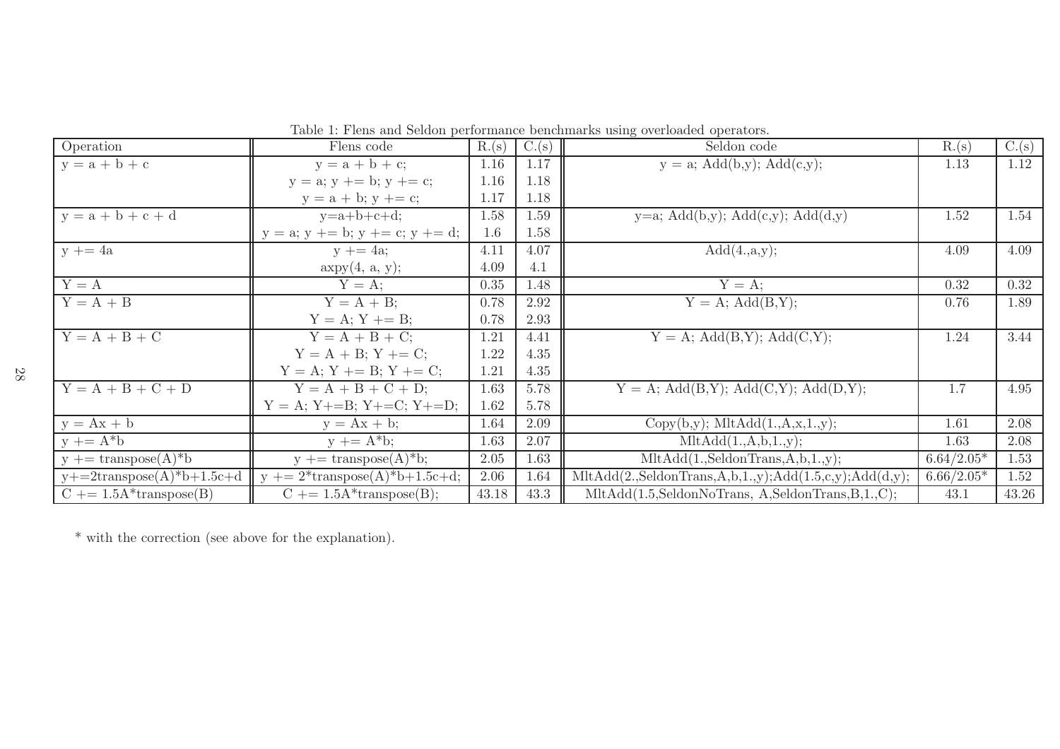Table 1: Flens and Seldon performance benchmarks using overloaded operators.

| Operation | Flens code | R.(s) | C.(s) | Seldon code | R.(s) | C.(s) |
|---|---|---|---|---|---|---|
| y = a + b + c | y = a + b + c; | 1.16 | 1.17 | y = a; Add(b,y); Add(c,y); | 1.13 | 1.12 |
| | y = a; y += b; y += c; | 1.16 | 1.18 | | | |
| | y = a + b; y += c; | 1.17 | 1.18 | | | |
| y = a + b + c + d | y=a+b+c+d; | 1.58 | 1.59 | y=a; Add(b,y); Add(c,y); Add(d,y) | 1.52 | 1.54 |
| | y = a; y += b; y += c; y += d; | 1.6 | 1.58 | | | |
| y += 4a | y += 4a; | 4.11 | 4.07 | Add(4.,a,y); | 4.09 | 4.09 |
| | axpy(4, a, y); | 4.09 | 4.1 | | | |
| Y = A | Y = A; | 0.35 | 1.48 | Y = A; | 0.32 | 0.32 |
| Y = A + B | Y = A + B; | 0.78 | 2.92 | Y = A; Add(B,Y); | 0.76 | 1.89 |
| | Y = A; Y += B; | 0.78 | 2.93 | | | |
| Y = A + B + C | Y = A + B + C; | 1.21 | 4.41 | Y = A; Add(B,Y); Add(C,Y); | 1.24 | 3.44 |
| | Y = A + B; Y += C; | 1.22 | 4.35 | | | |
| | Y = A; Y += B; Y += C; | 1.21 | 4.35 | | | |
| Y = A + B + C + D | Y = A + B + C + D; | 1.63 | 5.78 | Y = A; Add(B,Y); Add(C,Y); Add(D,Y); | 1.7 | 4.95 |
| | Y = A; Y+=B; Y+=C; Y+=D; | 1.62 | 5.78 | | | |
| y = Ax + b | y = Ax + b; | 1.64 | 2.09 | Copy(b,y); MltAdd(1.,A,x,1.,y); | 1.61 | 2.08 |
| y += A*b | y += A*b; | 1.63 | 2.07 | MltAdd(1.,A,b,1.,y); | 1.63 | 2.08 |
| y += transpose(A)*b | y += transpose(A)*b; | 2.05 | 1.63 | MltAdd(1.,SeldonTrans,A,b,1.,y); | 6.64/2.05* | 1.53 |
| y+=2transpose(A)*b+1.5c+d | y += 2*transpose(A)*b+1.5c+d; | 2.06 | 1.64 | MltAdd(2.,SeldonTrans,A,b,1.,y);Add(1.5,c,y);Add(d,y); | 6.66/2.05* | 1.52 |
| C += 1.5A*transpose(B) | C += 1.5A*transpose(B); | 43.18 | 43.3 | MltAdd(1.5,SeldonNoTrans, A,SeldonTrans,B,1.,C); | 43.1 | 43.26 |

* with the correction (see above for the explanation).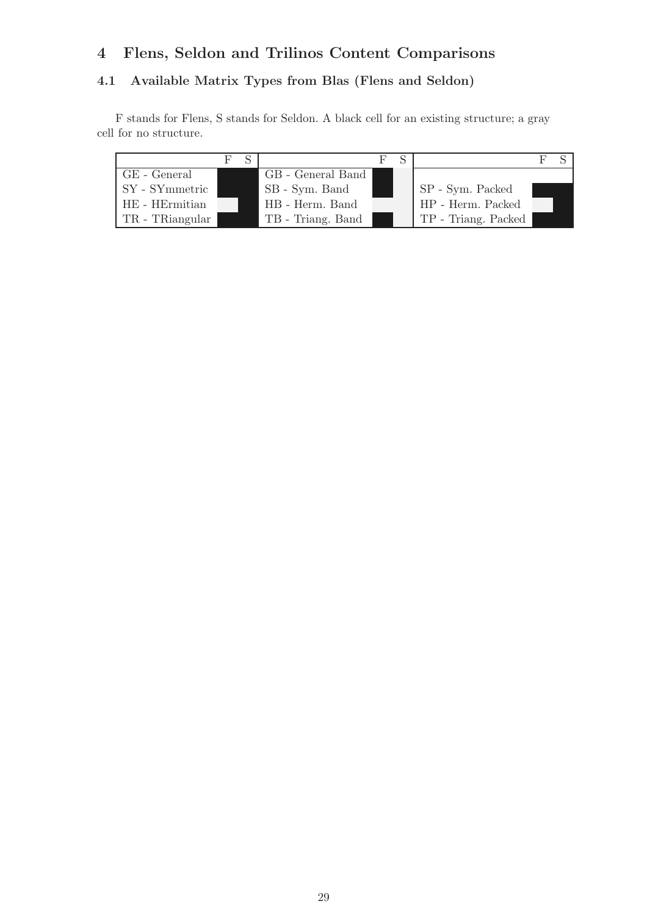# 4 Flens, Seldon and Trilinos Content Comparisons

## 4.1 Available Matrix Types from Blas (Flens and Seldon)

F stands for Flens, S stands for Seldon. A black cell for an existing structure; a gray cell for no structure.

| | F | S | | F | S | | F | S |
|---|---|---|---|---|---|---|---|---|
| GE - General | ■ | ■ | GB - General Band | ■ | □ | | | |
| SY - SYmmetric | ■ | ■ | SB - Sym. Band | ■ | □ | SP - Sym. Packed | ■ | ■ |
| HE - HErmitian | □ | ■ | HB - Herm. Band | □ | □ | HP - Herm. Packed | □ | ■ |
| TR - TRiangular | ■ | ■ | TB - Triang. Band | ■ | □ | TP - Triang. Packed | ■ | ■ |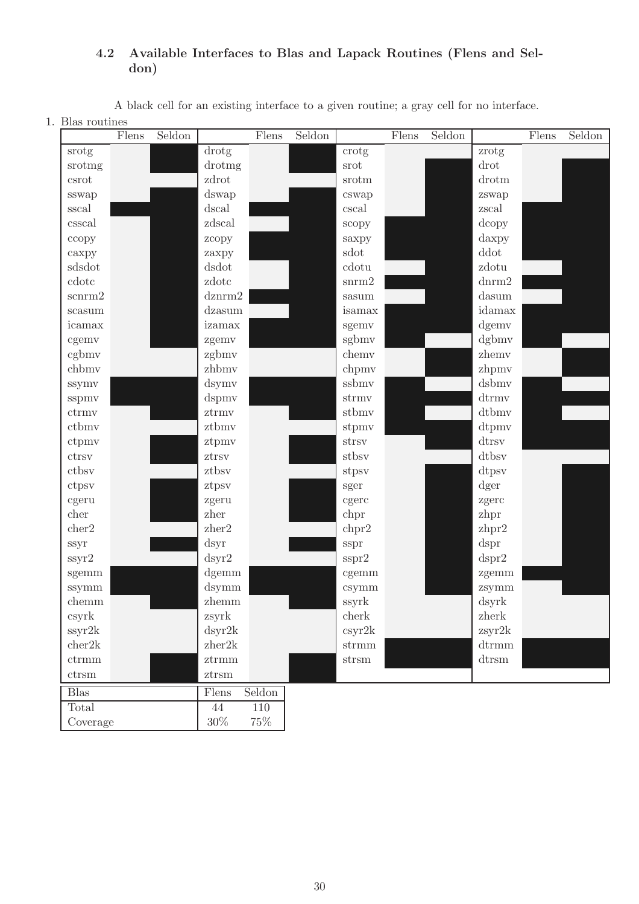### 4.2 Available Interfaces to Blas and Lapack Routines (Flens and Seldon)

A black cell for an existing interface to a given routine; a gray cell for no interface.

(In the table below, ■ marks a black cell; an empty cell marks a gray cell.)

1. Blas routines

| | Flens | Seldon | | Flens | Seldon | | Flens | Seldon | | Flens | Seldon |
|---|---|---|---|---|---|---|---|---|---|---|---|
| srotg | | ■ | drotg | | ■ | crotg | | | zrotg | | |
| srotmg | | ■ | drotmg | | ■ | srot | | ■ | drot | | ■ |
| csrot | | | zdrot | | | srotm | | ■ | drotm | | ■ |
| sswap | | ■ | dswap | | ■ | cswap | | ■ | zswap | | ■ |
| sscal | ■ | ■ | dscal | ■ | ■ | cscal | | ■ | zscal | ■ | ■ |
| csscal | | ■ | zdscal | | ■ | scopy | ■ | ■ | dcopy | ■ | ■ |
| ccopy | | ■ | zcopy | ■ | ■ | saxpy | ■ | ■ | daxpy | ■ | ■ |
| caxpy | | ■ | zaxpy | ■ | ■ | sdot | ■ | ■ | ddot | ■ | ■ |
| sdsdot | | ■ | dsdot | | ■ | cdotu | | ■ | zdotu | | ■ |
| cdotc | | ■ | zdotc | | ■ | snrm2 | ■ | ■ | dnrm2 | ■ | ■ |
| scnrm2 | | ■ | dznrm2 | ■ | ■ | sasum | | ■ | dasum | | ■ |
| scasum | | ■ | dzasum | | ■ | isamax | ■ | ■ | idamax | ■ | ■ |
| icamax | | ■ | izamax | ■ | ■ | sgemv | ■ | ■ | dgemv | ■ | ■ |
| cgemv | | ■ | zgemv | ■ | ■ | sgbmv | ■ | | dgbmv | ■ | |
| cgbmv | | | zgbmv | | | chemv | | ■ | zhemv | | ■ |
| chbmv | | | zhbmv | | | chpmv | | ■ | zhpmv | | ■ |
| ssymv | ■ | ■ | dsymv | ■ | ■ | ssbmv | ■ | | dsbmv | ■ | |
| sspmv | ■ | ■ | dspmv | ■ | ■ | strmv | ■ | ■ | dtrmv | ■ | ■ |
| ctrmv | | ■ | ztrmv | | ■ | stbmv | ■ | | dtbmv | ■ | |
| ctbmv | | | ztbmv | | | stpmv | ■ | ■ | dtpmv | ■ | ■ |
| ctpmv | | ■ | ztpmv | | ■ | strsv | | ■ | dtrsv | ■ | ■ |
| ctrsv | | ■ | ztrsv | | ■ | stbsv | | | dtbsv | | |
| ctbsv | | | ztbsv | | | stpsv | | ■ | dtpsv | | ■ |
| ctpsv | | ■ | ztpsv | | ■ | sger | | ■ | dger | | ■ |
| cgeru | | ■ | zgeru | | ■ | cgerc | | ■ | zgerc | | ■ |
| cher | | ■ | zher | | ■ | chpr | | ■ | zhpr | | ■ |
| cher2 | | | zher2 | | | chpr2 | | ■ | zhpr2 | | ■ |
| ssyr | | ■ | dsyr | | ■ | sspr | | ■ | dspr | | ■ |
| ssyr2 | | | dsyr2 | | | sspr2 | | ■ | dspr2 | | ■ |
| sgemm | ■ | ■ | dgemm | ■ | ■ | cgemm | | ■ | zgemm | ■ | ■ |
| ssymm | ■ | ■ | dsymm | ■ | ■ | csymm | | ■ | zsymm | | ■ |
| chemm | | ■ | zhemm | | ■ | ssyrk | | | dsyrk | | |
| csyrk | | | zsyrk | | | cherk | | | zherk | | |
| ssyr2k | | | dsyr2k | | | csyr2k | | | zsyr2k | | |
| cher2k | | | zher2k | | | strmm | ■ | ■ | dtrmm | ■ | ■ |
| ctrmm | | ■ | ztrmm | | | strsm | ■ | ■ | dtrsm | ■ | ■ |
| ctrsm | | ■ | ztrsm | | ■ | | | | | | |

| Blas | Flens | Seldon |
|---|---|---|
| Total | 44 | 110 |
| Coverage | 30% | 75% |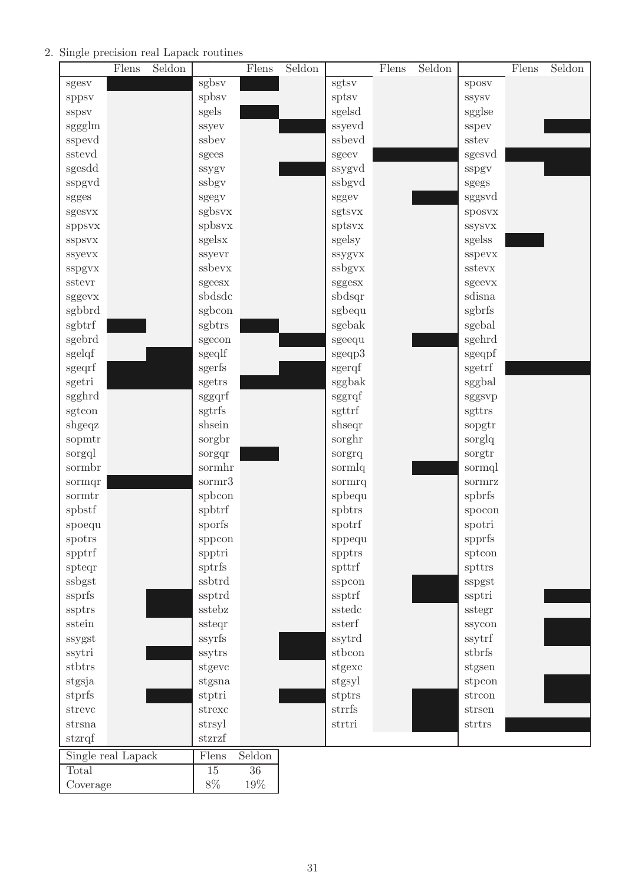2. Single precision real Lapack routines

| | Flens | Seldon | | Flens | Seldon | | Flens | Seldon | | Flens | Seldon |
|---|---|---|---|---|---|---|---|---|---|---|---|
| sgesv | ■ | ■ | sgbsv | ■ | | sgtsv | | | sposv | | |
| sppsv | | | spbsv | | | sptsv | | | ssysv | | |
| sspsv | | | sgels | ■ | | sgelsd | | | sgglse | | |
| sggglm | | | ssyev | | ■ | ssyevd | | | sspev | | ■ |
| sspevd | | | ssbev | | | ssbevd | | | sstev | | |
| sstevd | | | sgees | | | sgeev | ■ | ■ | sgesvd | ■ | ■ |
| sgesdd | | | ssygv | | ■ | ssygvd | | | sspgv | | ■ |
| sspgvd | | | ssbgv | | | ssbgvd | | | sgegs | | |
| sgges | | | sgegv | | | sggev | | ■ | sggsvd | | |
| sgesvx | | | sgbsvx | | | sgtsvx | | | sposvx | | |
| sppsvx | | | spbsvx | | | sptsvx | | | ssysvx | | |
| sspsvx | | | sgelsx | | | sgelsy | | | sgelss | ■ | |
| ssyevx | | | ssyevr | | | ssygvx | | | sspevx | | |
| sspgvx | | | ssbevx | | | ssbgvx | | | sstevx | | |
| sstevr | | | sgeesx | | | sggesx | | | sgeevx | | |
| sggevx | | | sbdsdc | | | sbdsqr | | | sdisna | | |
| sgbbrd | | | sgbcon | | | sgbequ | | | sgbrfs | | |
| sgbtrf | ■ | | sgbtrs | ■ | | sgebak | | | sgebal | | |
| sgebrd | | | sgecon | | ■ | sgeequ | | ■ | sgehrd | | |
| sgelqf | | ■ | sgeqlf | | | sgeqp3 | | | sgeqpf | | |
| sgeqrf | ■ | ■ | sgerfs | | ■ | sgerqf | | | sgetrf | ■ | ■ |
| sgetri | ■ | ■ | sgetrs | ■ | ■ | sggbak | | | sggbal | | |
| sgghrd | | | sggqrf | | | sggrqf | | | sggsvp | | |
| sgtcon | | | sgtrfs | | | sgttrf | | | sgttrs | | |
| shgeqz | | | shsein | | | shseqr | | | sopgtr | | |
| sopmtr | | | sorgbr | | | sorghr | | | sorglq | | |
| sorgql | | | sorgqr | ■ | | sorgrq | | | sorgtr | | |
| sormbr | | | sormhr | | | sormlq | | ■ | sormql | | |
| sormqr | ■ | ■ | sormr3 | | | sormrq | | | sormrz | | |
| sormtr | | | spbcon | | | spbequ | | | spbrfs | | |
| spbstf | | | spbtrf | | | spbtrs | | | spocon | | |
| spoequ | | | sporfs | | | spotrf | | | spotri | | |
| spotrs | | | sppcon | | | sppequ | | | spprfs | | |
| spptrf | | | spptri | | | spptrs | | | sptcon | | |
| spteqr | | | sptrfs | | | spttrf | | | spttrs | | |
| ssbgst | | | ssbtrd | | | sspcon | | ■ | sspgst | | |
| ssprfs | | ■ | ssptrd | | | ssptrf | | ■ | ssptri | | ■ |
| ssptrs | | ■ | sstebz | | | sstedc | | | sstegr | | |
| sstein | | | ssteqr | | | ssterf | | | ssycon | | ■ |
| ssygst | | | ssyrfs | | ■ | ssytrd | | | ssytrf | | ■ |
| ssytri | | ■ | ssytrs | | ■ | stbcon | | | stbrfs | | |
| stbtrs | | | stgevc | | | stgexc | | | stgsen | | |
| stgsja | | | stgsna | | | stgsyl | | | stpcon | | ■ |
| stprfs | | ■ | stptri | | ■ | stptrs | | ■ | strcon | | ■ |
| strevc | | | strexc | | | strrfs | | ■ | strsen | | |
| strsna | | | strsyl | | | strtri | | ■ | strtrs | ■ | ■ |
| stzrqf | | | stzrzf | | | | | | | | |

| Single real Lapack | Flens | Seldon |
|---|---|---|
| Total | 15 | 36 |
| Coverage | 8% | 19% |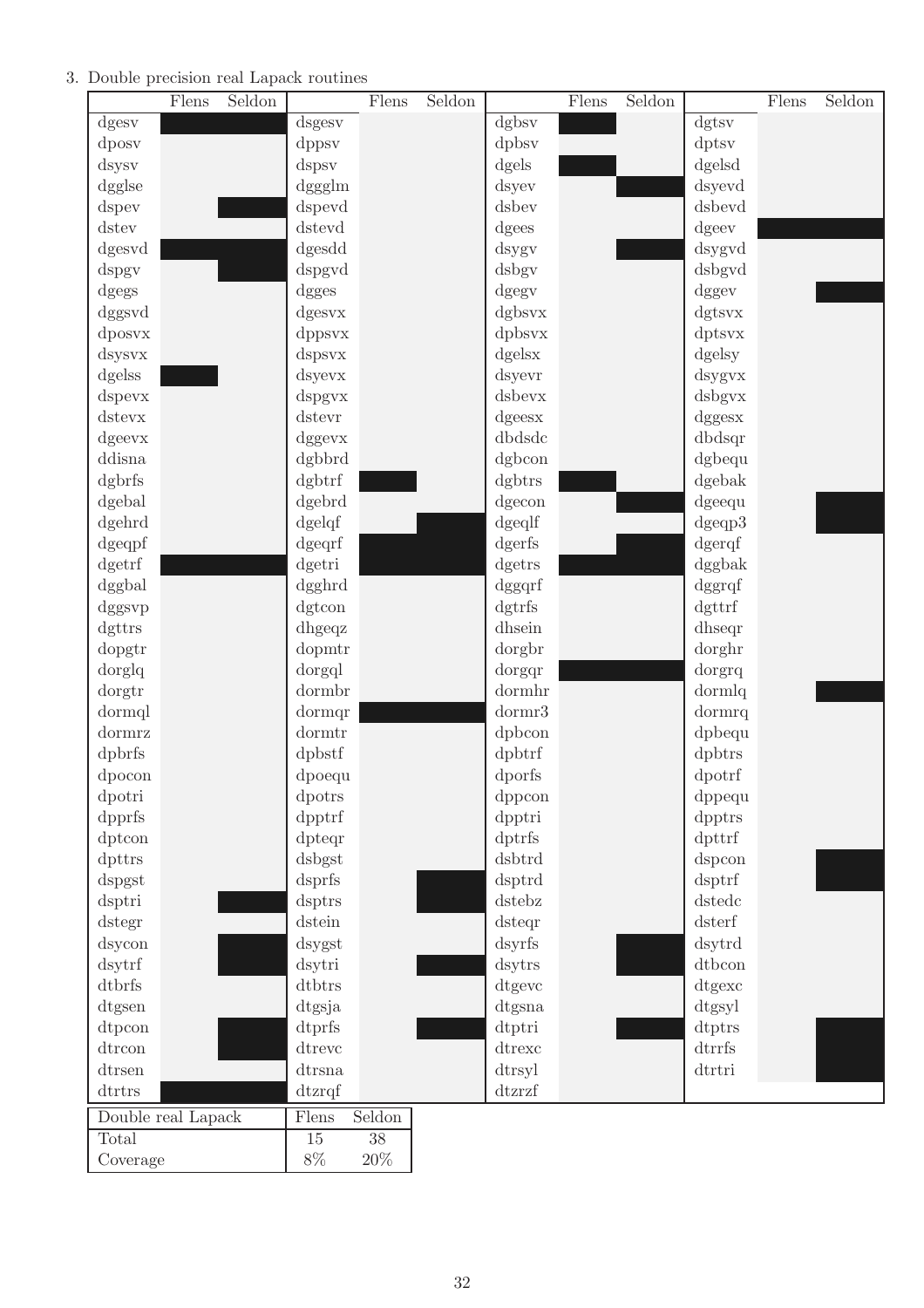3. Double precision real Lapack routines

| | Flens | Seldon | | Flens | Seldon | | Flens | Seldon | | Flens | Seldon |
|---|---|---|---|---|---|---|---|---|---|---|---|
| dgesv | ■ | ■ | dsgesv | | | dgbsv | ■ | | dgtsv | | |
| dposv | | | dppsv | | | dpbsv | ■ | | dptsv | | |
| dsysv | | | dspsv | | | dgels | ■ | | dgelsd | | |
| dggglse | | | dggglm | | | dsyev | | ■ | dsyevd | | |
| dspev | | ■ | dspevd | | | dsbev | | | dsbevd | | |
| dstev | | | dstevd | | | dgees | | | dgeev | ■ | ■ |
| dgesvd | ■ | ■ | dgesdd | | | dsygv | | ■ | dsygvd | | |
| dspgv | | ■ | dspgvd | | | dsbgv | | | dsbgvd | | |
| dgegs | | | dgges | | | dgegv | | | dggev | | ■ |
| dggsvd | | | dgesvx | | | dgbsvx | | | dgtsvx | | |
| dposvx | | | dppsvx | | | dpbsvx | | | dptsvx | | |
| dsysvx | | | dspsvx | | | dgelsx | | | dgelsy | | |
| dgelss | ■ | | dsyevx | | | dsyevr | | | dsygvx | | |
| dspevx | | | dspgvx | | | dsbevx | | | dsbgvx | | |
| dstevx | | | dstevr | | | dgeesx | | | dggesx | | |
| dgeevx | | | dggevx | | | dbdsdc | | | dbdsqr | | |
| ddisna | | | dgbbrd | | | dgbcon | | | dgbequ | | |
| dgbrfs | | | dgbtrf | ■ | | dgbtrs | ■ | | dgebak | | |
| dgebal | | | dgebrd | | | dgecon | | ■ | dgeequ | | ■ |
| dgehrd | | | dgelqf | | ■ | dgeqlf | | | dgeqp3 | | ■ |
| dgeqpf | | | dgeqrf | ■ | ■ | dgerfs | | ■ | dgerqf | | |
| dgetrf | ■ | ■ | dgetri | ■ | ■ | dgetrs | ■ | ■ | dggbak | | |
| dggbal | | | dgghrd | | | dggqrf | | | dggrqf | | |
| dggsvp | | | dgtcon | | | dgtrfs | | | dgttrf | | |
| dgttrs | | | dhgeqz | | | dhsein | | | dhseqr | | |
| dopgtr | | | dopmtr | | | dorgbr | | | dorghr | | |
| dorglq | | | dorgql | | | dorgqr | ■ | ■ | dorgrq | | |
| dorgtr | | | dormbr | | | dormhr | | | dormlq | | ■ |
| dormql | | | dormqr | ■ | ■ | dormr3 | | | dormrq | | |
| dormrz | | | dormtr | | | dpbcon | | | dpbequ | | |
| dpbrfs | | | dpbstf | | | dpbtrf | | | dpbtrs | | |
| dpocon | | | dpoequ | | | dporfs | | | dpotrf | | |
| dpotri | | | dpotrs | | | dppcon | | | dppequ | | |
| dpprfs | | | dpptrf | | | dpptri | | | dpptrs | | |
| dptcon | | | dpteqr | | | dptrfs | | | dpttrf | | |
| dpttrs | | | dsbgst | | | dsbtrd | | | dspcon | | ■ |
| dspgst | | | dsprfs | | ■ | dsptrd | | | dsptrf | | ■ |
| dsptri | | ■ | dsptrs | | ■ | dstebz | | | dstedc | | |
| dstegr | | | dstein | | | dsteqr | | | dsterf | | |
| dsycon | | ■ | dsygst | | | dsyrfs | | ■ | dsytrd | | |
| dsytrf | | ■ | dsytri | | ■ | dsytrs | | ■ | dtbcon | | |
| dtbrfs | | | dtbtrs | | | dtgevc | | | dtgexc | | |
| dtgsen | | | dtgsja | | | dtgsna | | | dtgsyl | | |
| dtpcon | | ■ | dtprfs | | ■ | dtptri | | ■ | dtptrs | | ■ |
| dtrcon | | ■ | dtrevc | | | dtrexc | | | dtrrfs | | ■ |
| dtrsen | | | dtrsna | | | dtrsyl | | | dtrtri | | ■ |
| dtrtrs | ■ | ■ | dtzrqf | | | dtzrzf | | | | | |

| Double real Lapack | Flens | Seldon |
|---|---|---|
| Total | 15 | 38 |
| Coverage | 8% | 20% |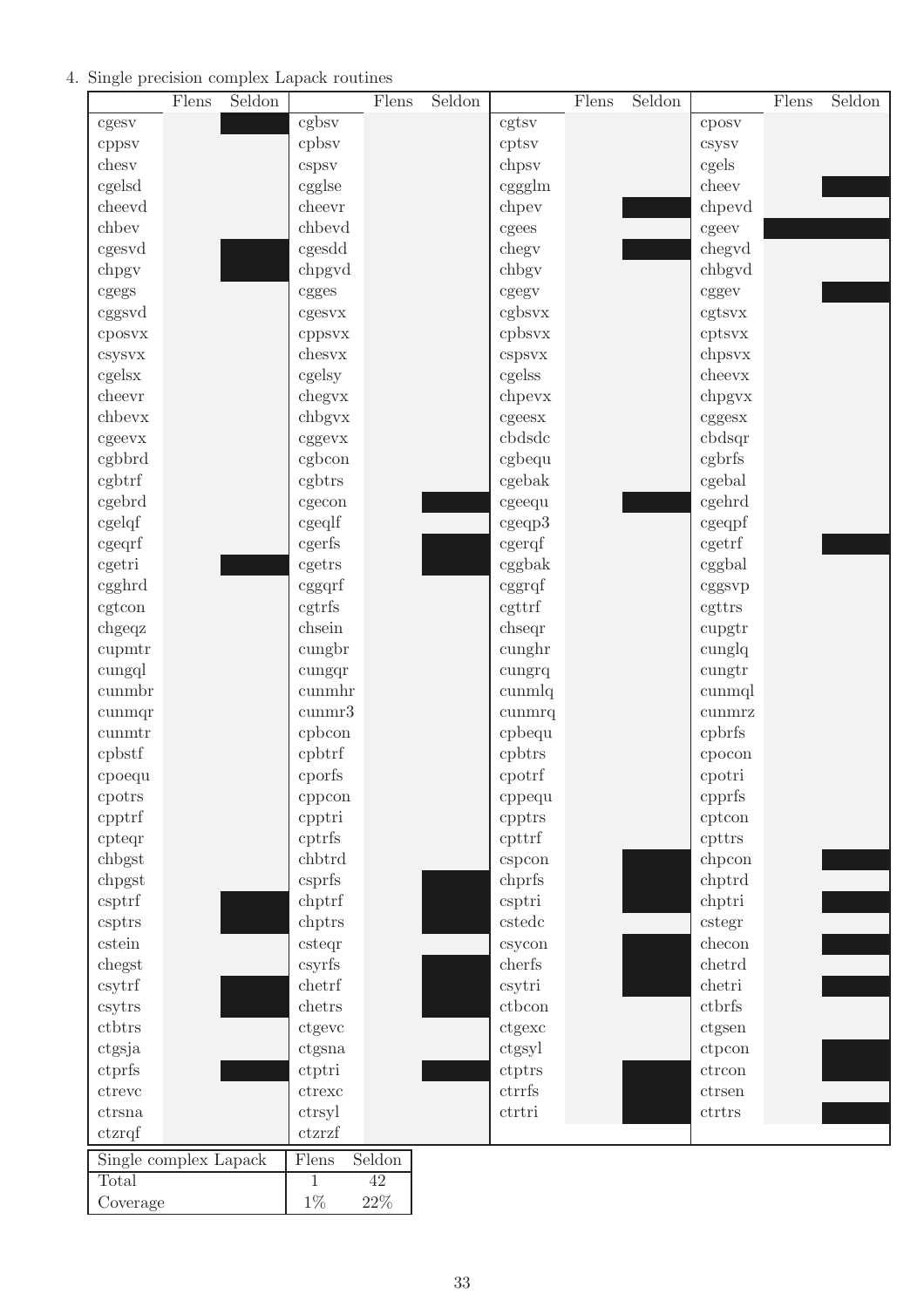4. Single precision complex Lapack routines

Filled (■) cells are shown as black boxes in the original table.

| | Flens | Seldon | | Flens | Seldon | | Flens | Seldon | | Flens | Seldon |
|---|---|---|---|---|---|---|---|---|---|---|---|
| cgesv | | ■ | cgbsv | | | cgtsv | | | cposv | | |
| cppsv | | | cpbsv | | | cptsv | | | csysv | | |
| chesv | | | cspsv | | | chpsv | | | cgels | | |
| cgelsd | | | cgglse | | | cggglm | | | cheev | | ■ |
| cheevd | | | cheevr | | | chpev | | ■ | chpevd | | |
| chbev | | | chbevd | | | cgees | | | cgeev | ■ | ■ |
| cgesvd | | ■ | cgesdd | | | chegv | | ■ | chegvd | | |
| chpgv | | ■ | chpgvd | | | chbgv | | | chbgvd | | |
| cgegs | | | cgges | | | cgegv | | | cggev | | ■ |
| cggsvd | | | cgesvx | | | cgbsvx | | | cgtsvx | | |
| cposvx | | | cppsvx | | | cpbsvx | | | cptsvx | | |
| csysvx | | | chesvx | | | cspsvx | | | chpsvx | | |
| cgelsx | | | cgelsy | | | cgelss | | | cheevx | | |
| cheevr | | | chegvx | | | chpevx | | | chpgvx | | |
| chbevx | | | chbgvx | | | cgeesx | | | cggesx | | |
| cgeevx | | | cggevx | | | cbdsdc | | | cbdsqr | | |
| cgbbrd | | | cgbcon | | | cgbequ | | | cgbrfs | | |
| cgbtrf | | | cgbtrs | | | cgebak | | | cgebal | | |
| cgebrd | | | cgecon | | ■ | cgeequ | | ■ | cgehrd | | |
| cgelqf | | | cgeqlf | | | cgeqp3 | | | cgeqpf | | |
| cgeqrf | | | cgerfs | | ■ | cgerqf | | | cgetrf | | ■ |
| cgetri | | ■ | cgetrs | | ■ | cggbak | | | cggbal | | |
| cgghrd | | | cggqrf | | | cggrqf | | | cggsvp | | |
| cgtcon | | | cgtrfs | | | cgttrf | | | cgttrs | | |
| chgeqz | | | chsein | | | chseqr | | | cupgtr | | |
| cupmtr | | | cungbr | | | cunghr | | | cunglq | | |
| cungql | | | cungqr | | | cungrq | | | cungtr | | |
| cunmbr | | | cunmhr | | | cunmlq | | | cunmql | | |
| cunmqr | | | cunmr3 | | | cunmrq | | | cunmrz | | |
| cunmtr | | | cpbcon | | | cpbequ | | | cpbrfs | | |
| cpbstf | | | cpbtrf | | | cpbtrs | | | cpocon | | |
| cpoequ | | | cporfs | | | cpotrf | | | cpotri | | |
| cpotrs | | | cppcon | | | cppequ | | | cpprfs | | |
| cpptrf | | | cpptri | | | cpptrs | | | cptcon | | |
| cpteqr | | | cptrfs | | | cpttrf | | | cpttrs | | |
| chbgst | | | chbtrd | | | cspcon | | ■ | chpcon | | ■ |
| chpgst | | | csprfs | | ■ | chprfs | | ■ | chptrd | | |
| csptrf | | ■ | chptrf | | ■ | csptri | | ■ | chptri | | ■ |
| csptrs | | ■ | chptrs | | ■ | cstedc | | | cstegr | | |
| cstein | | | csteqr | | | csycon | | ■ | checon | | ■ |
| chegst | | | csyrfs | | ■ | cherfs | | ■ | chetrd | | |
| csytrf | | ■ | chetrf | | ■ | csytri | | ■ | chetri | | ■ |
| csytrs | | ■ | chetrs | | ■ | ctbcon | | | ctbrfs | | |
| ctbtrs | | | ctgevc | | | ctgexc | | | ctgsen | | |
| ctgsja | | | ctgsna | | | ctgsyl | | | ctpcon | | ■ |
| ctprfs | | ■ | ctptri | | ■ | ctptrs | | ■ | ctrcon | | ■ |
| ctrevc | | | ctrexc | | | ctrrfs | | ■ | ctrsen | | |
| ctrsna | | | ctrsyl | | | ctrtri | | ■ | ctrtrs | | ■ |
| ctzrqf | | | ctzrzf | | | | | | | | |

| Single complex Lapack | Flens | Seldon |
|---|---|---|
| Total | 1 | 42 |
| Coverage | 1% | 22% |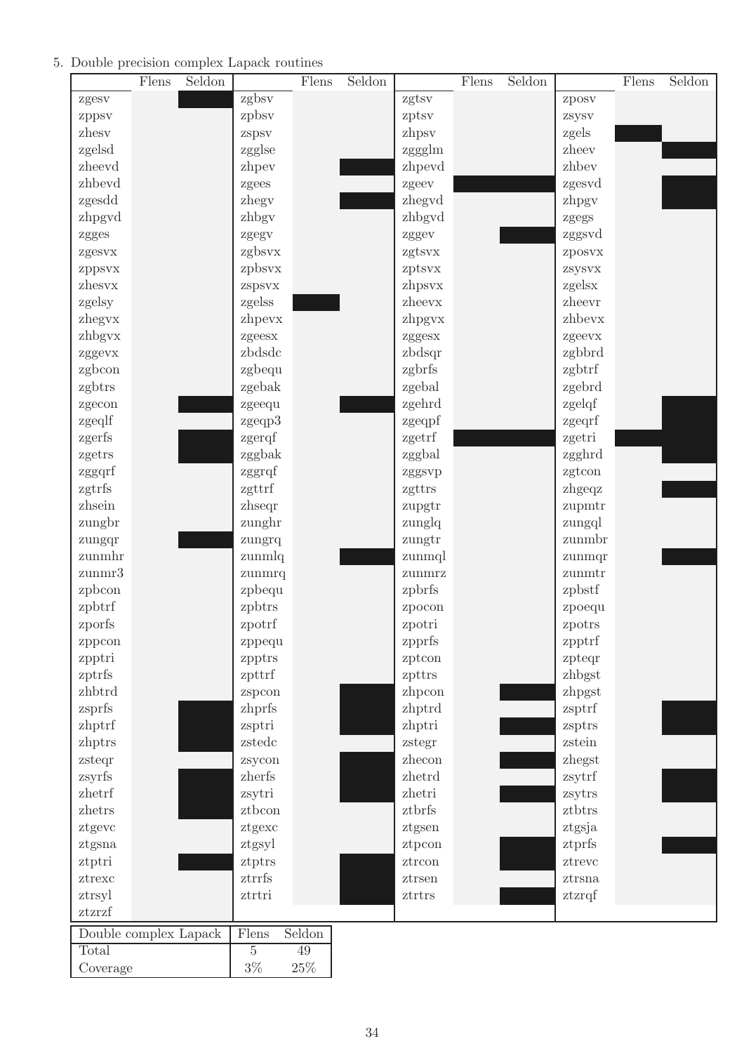5. Double precision complex Lapack routines

| | Flens | Seldon | | Flens | Seldon | | Flens | Seldon | | Flens | Seldon |
|---|---|---|---|---|---|---|---|---|---|---|---|
| zgesv | | X | zgbsv | | | zgtsv | | | zposv | | |
| zppsv | | | zpbsv | | | zptsv | | | zsysv | | |
| zhesv | | | zspsv | | | zhpsv | | | zgels | X | |
| zgelsd | | | zgglse | | | zggglm | | | zheev | | X |
| zheevd | | | zhpev | | X | zhpevd | | | zhbev | | |
| zhbevd | | | zgees | | | zgeev | X | X | zgesvd | | X |
| zgesdd | | | zhegv | | X | zhegvd | | | zhpgv | | X |
| zhpgvd | | | zhbgv | | | zhbgvd | | | zgegs | | |
| zgges | | | zgegv | | | zggev | | X | zggsvd | | |
| zgesvx | | | zgbsvx | | | zgtsvx | | | zposvx | | |
| zppsvx | | | zpbsvx | | | zptsvx | | | zsysvx | | |
| zhesvx | | | zspsvx | | | zhpsvx | | | zgelsx | | |
| zgelsy | | | zgelss | X | | zheevx | | | zheevr | | |
| zhegvx | | | zhpevx | | | zhpgvx | | | zhbevx | | |
| zhbgvx | | | zgeesx | | | zggesx | | | zgeevx | | |
| zggevx | | | zbdsdc | | | zbdsqr | | | zgbbrd | | |
| zgbcon | | | zgbequ | | | zgbrfs | | | zgbtrf | | |
| zgbtrs | | | zgebak | | | zgebal | | | zgebrd | | |
| zgecon | | X | zgeequ | | X | zgehrd | | | zgelqf | | X |
| zgeqlf | | | zgeqp3 | | | zgeqpf | | | zgeqrf | | X |
| zgerfs | | X | zgerqf | | | zgetrf | X | X | zgetri | X | X |
| zgetrs | | X | zggbak | | | zggbal | | | zgghrd | | X |
| zggqrf | | | zggrqf | | | zggsvp | | | zgtcon | | |
| zgtrfs | | | zgttrf | | | zgttrs | | | zhgeqz | | X |
| zhsein | | | zhseqr | | | zupgtr | | | zupmtr | | |
| zungbr | | | zunghr | | | zunglq | | | zungql | | |
| zungqr | | X | zungrq | | | zungtr | | | zunmbr | | |
| zunmhr | | | zunmlq | | X | zunmql | | | zunmqr | | X |
| zunmr3 | | | zunmrq | | | zunmrz | | | zunmtr | | |
| zpbcon | | | zpbequ | | | zpbrfs | | | zpbstf | | |
| zpbtrf | | | zpbtrs | | | zpocon | | | zpoequ | | |
| zporfs | | | zpotrf | | | zpotri | | | zpotrs | | |
| zppcon | | | zppequ | | | zpprfs | | | zpptrf | | |
| zpptri | | | zpptrs | | | zptcon | | | zpteqr | | |
| zptrfs | | | zpttrf | | | zpttrs | | | zhbgst | | |
| zhbtrd | | | zspcon | | X | zhpcon | | X | zhpgst | | |
| zsprfs | | X | zhprfs | | X | zhptrd | | | zsptrf | | X |
| zhptrf | | X | zsptri | | X | zhptri | | X | zsptrs | | X |
| zhptrs | | X | zstedc | | | zstegr | | | zstein | | |
| zsteqr | | | zsycon | | X | zhecon | | X | zhegst | | |
| zsyrfs | | X | zherfs | | X | zhetrd | | | zsytrf | | X |
| zhetrf | | X | zsytri | | X | zhetri | | X | zsytrs | | X |
| zhetrs | | X | ztbcon | | | ztbrfs | | | ztbtrs | | |
| ztgevc | | | ztgexc | | | ztgsen | | | ztgsja | | |
| ztgsna | | | ztgsyl | | | ztpcon | | X | ztprfs | | X |
| ztptri | | X | ztptrs | | X | ztrcon | | X | ztrevc | | |
| ztrexc | | | ztrrfs | | X | ztrsen | | | ztrsna | | |
| ztrsyl | | | ztrtri | | X | ztrtrs | | X | ztzrqf | | |
| ztzrzf | | | | | | | | | | | |

| Double complex Lapack | Flens | Seldon |
|---|---|---|
| Total | 5 | 49 |
| Coverage | 3% | 25% |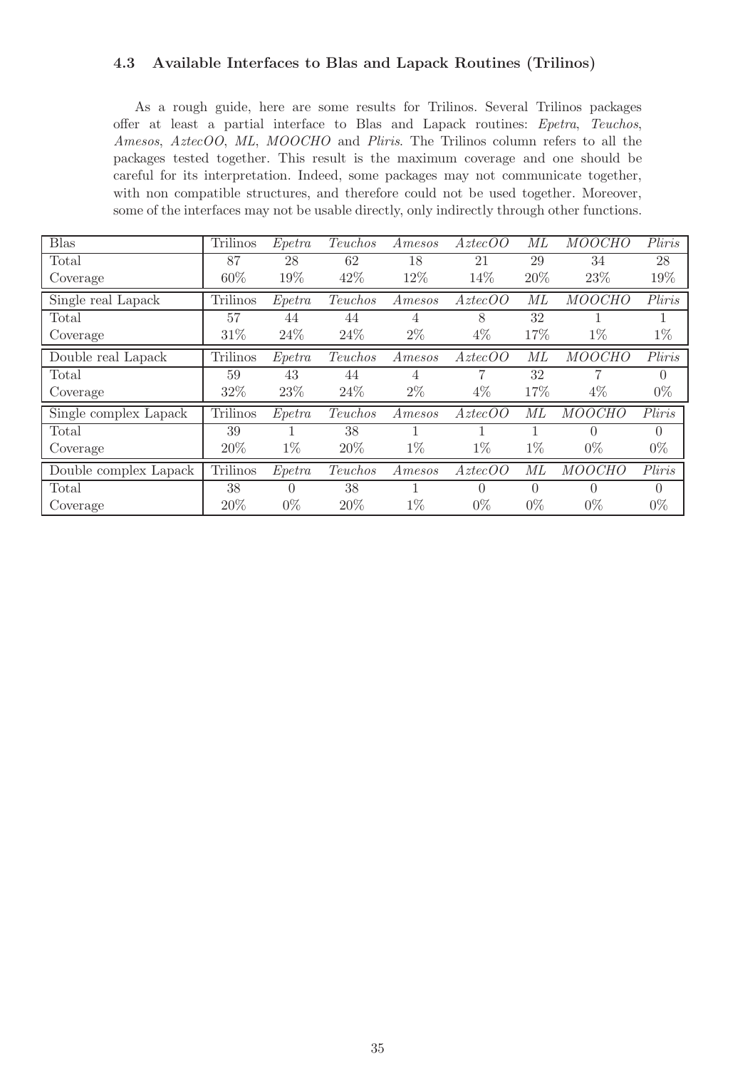### 4.3 Available Interfaces to Blas and Lapack Routines (Trilinos)

As a rough guide, here are some results for Trilinos. Several Trilinos packages offer at least a partial interface to Blas and Lapack routines: *Epetra*, *Teuchos*, *Amesos*, *AztecOO*, *ML*, *MOOCHO* and *Pliris*. The Trilinos column refers to all the packages tested together. This result is the maximum coverage and one should be careful for its interpretation. Indeed, some packages may not communicate together, with non compatible structures, and therefore could not be used together. Moreover, some of the interfaces may not be usable directly, only indirectly through other functions.

| Blas | Trilinos | *Epetra* | *Teuchos* | *Amesos* | *AztecOO* | *ML* | *MOOCHO* | *Pliris* |
|---|---|---|---|---|---|---|---|---|
| Total | 87 | 28 | 62 | 18 | 21 | 29 | 34 | 28 |
| Coverage | 60% | 19% | 42% | 12% | 14% | 20% | 23% | 19% |
| **Single real Lapack** | **Trilinos** | ***Epetra*** | ***Teuchos*** | ***Amesos*** | ***AztecOO*** | ***ML*** | ***MOOCHO*** | ***Pliris*** |
| Total | 57 | 44 | 44 | 4 | 8 | 32 | 1 | 1 |
| Coverage | 31% | 24% | 24% | 2% | 4% | 17% | 1% | 1% |
| **Double real Lapack** | **Trilinos** | ***Epetra*** | ***Teuchos*** | ***Amesos*** | ***AztecOO*** | ***ML*** | ***MOOCHO*** | ***Pliris*** |
| Total | 59 | 43 | 44 | 4 | 7 | 32 | 7 | 0 |
| Coverage | 32% | 23% | 24% | 2% | 4% | 17% | 4% | 0% |
| **Single complex Lapack** | **Trilinos** | ***Epetra*** | ***Teuchos*** | ***Amesos*** | ***AztecOO*** | ***ML*** | ***MOOCHO*** | ***Pliris*** |
| Total | 39 | 1 | 38 | 1 | 1 | 1 | 0 | 0 |
| Coverage | 20% | 1% | 20% | 1% | 1% | 1% | 0% | 0% |
| **Double complex Lapack** | **Trilinos** | ***Epetra*** | ***Teuchos*** | ***Amesos*** | ***AztecOO*** | ***ML*** | ***MOOCHO*** | ***Pliris*** |
| Total | 38 | 0 | 38 | 1 | 0 | 0 | 0 | 0 |
| Coverage | 20% | 0% | 20% | 1% | 0% | 0% | 0% | 0% |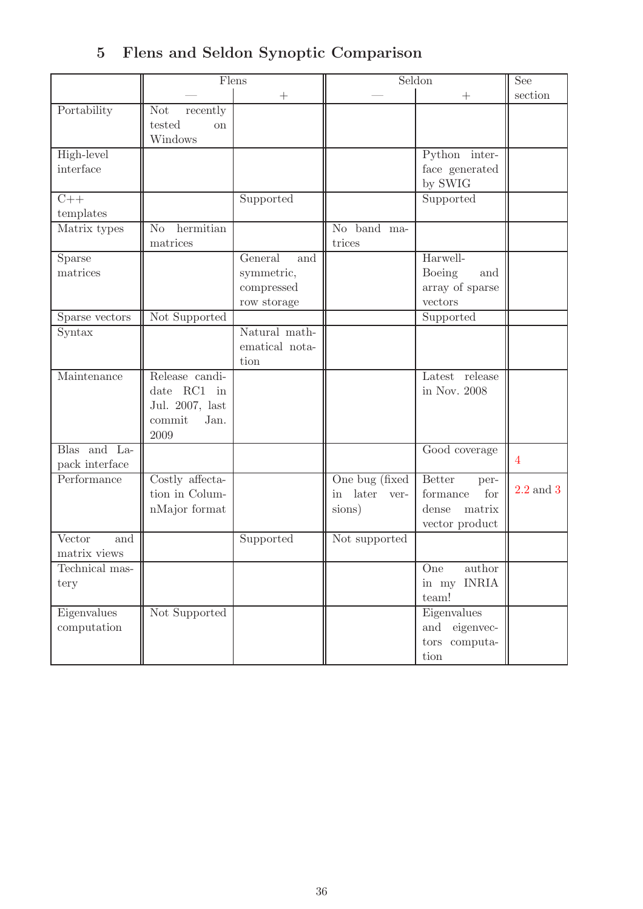## 5 Flens and Seldon Synoptic Comparison

| | Flens | | Seldon | | See section |
|---|---|---|---|---|---|
| | — | + | — | + | |
| Portability | Not recently tested on Windows | | | | |
| High-level interface | | | | Python interface generated by SWIG | |
| C++ templates | | Supported | | Supported | |
| Matrix types | No hermitian matrices | | No band matrices | | |
| Sparse matrices | | General and symmetric, compressed row storage | | Harwell-Boeing and array of sparse vectors | |
| Sparse vectors | Not Supported | | | Supported | |
| Syntax | | Natural mathematical notation | | | |
| Maintenance | Release candidate RC1 in Jul. 2007, last commit Jan. 2009 | | | Latest release in Nov. 2008 | |
| Blas and Lapack interface | | | | Good coverage | 4 |
| Performance | Costly affectation in ColumnMajor format | | One bug (fixed in later versions) | Better performance for dense matrix vector product | 2.2 and 3 |
| Vector and matrix views | | Supported | Not supported | | |
| Technical mastery | | | | One author in my INRIA team! | |
| Eigenvalues computation | Not Supported | | | Eigenvalues and eigenvectors computation | |